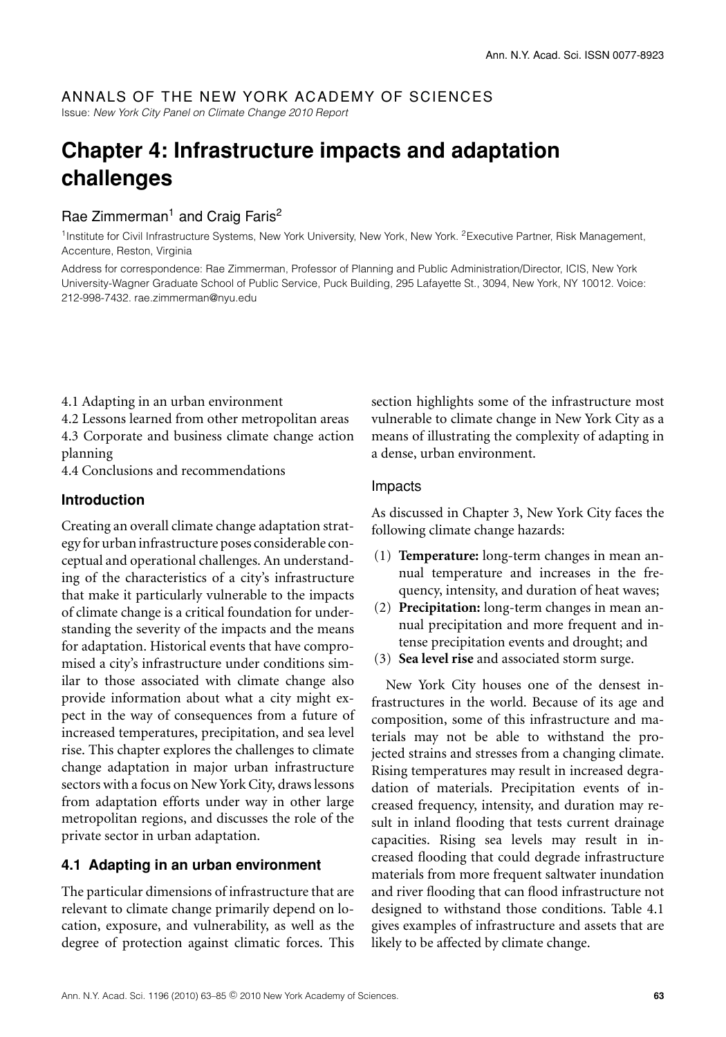ANNALS OF THE NEW YORK ACADEMY OF SCIENCES

Issue: *New York City Panel on Climate Change 2010 Report*

# Chapter 4: Infrastructure impacts and adaptation challenges

Rae Zimmerman[1] and Craig Faris[2]

[1]Institute for Civil Infrastructure Systems, New York University, New York, New York. [2]Executive Partner, Risk Management, Accenture, Reston, Virginia

Address for correspondence: Rae Zimmerman, Professor of Planning and Public Administration/Director, ICIS, New York University-Wagner Graduate School of Public Service, Puck Building, 295 Lafayette St., 3094, New York, NY 10012. Voice: 212-998-7432. rae.zimmerman@nyu.edu

4.1 Adapting in an urban environment
4.2 Lessons learned from other metropolitan areas
4.3 Corporate and business climate change action planning
4.4 Conclusions and recommendations

### Introduction

Creating an overall climate change adaptation strategy for urban infrastructure poses considerable conceptual and operational challenges. An understanding of the characteristics of a city's infrastructure that make it particularly vulnerable to the impacts of climate change is a critical foundation for understanding the severity of the impacts and the means for adaptation. Historical events that have compromised a city's infrastructure under conditions similar to those associated with climate change also provide information about what a city might expect in the way of consequences from a future of increased temperatures, precipitation, and sea level rise. This chapter explores the challenges to climate change adaptation in major urban infrastructure sectors with a focus on New York City, draws lessons from adaptation efforts under way in other large metropolitan regions, and discusses the role of the private sector in urban adaptation.

## 4.1 Adapting in an urban environment

The particular dimensions of infrastructure that are relevant to climate change primarily depend on location, exposure, and vulnerability, as well as the degree of protection against climatic forces. This section highlights some of the infrastructure most vulnerable to climate change in New York City as a means of illustrating the complexity of adapting in a dense, urban environment.

### Impacts

As discussed in Chapter 3, New York City faces the following climate change hazards:

(1) **Temperature:** long-term changes in mean annual temperature and increases in the frequency, intensity, and duration of heat waves;
(2) **Precipitation:** long-term changes in mean annual precipitation and more frequent and intense precipitation events and drought; and
(3) **Sea level rise** and associated storm surge.

New York City houses one of the densest infrastructures in the world. Because of its age and composition, some of this infrastructure and materials may not be able to withstand the projected strains and stresses from a changing climate. Rising temperatures may result in increased degradation of materials. Precipitation events of increased frequency, intensity, and duration may result in inland flooding that tests current drainage capacities. Rising sea levels may result in increased flooding that could degrade infrastructure materials from more frequent saltwater inundation and river flooding that can flood infrastructure not designed to withstand those conditions. Table 4.1 gives examples of infrastructure and assets that are likely to be affected by climate change.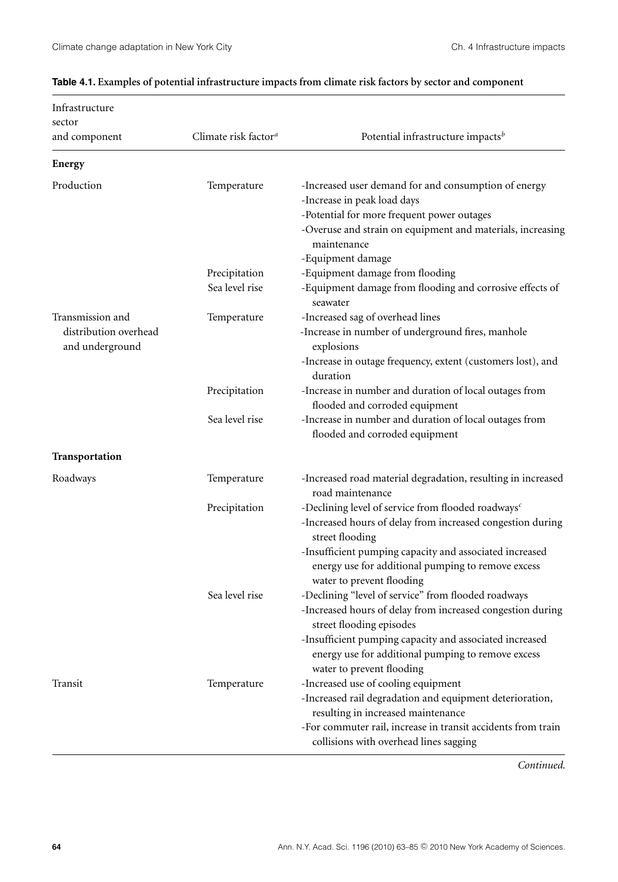**Table 4.1. Examples of potential infrastructure impacts from climate risk factors by sector and component**

| Infrastructure sector and component | Climate risk factor[a] | Potential infrastructure impacts[b] |
|---|---|---|
| **Energy** | | |
| Production | Temperature | -Increased user demand for and consumption of energy<br>-Increase in peak load days<br>-Potential for more frequent power outages<br>-Overuse and strain on equipment and materials, increasing maintenance<br>-Equipment damage |
| | Precipitation | -Equipment damage from flooding |
| | Sea level rise | -Equipment damage from flooding and corrosive effects of seawater |
| Transmission and distribution overhead and underground | Temperature | -Increased sag of overhead lines<br>-Increase in number of underground fires, manhole explosions<br>-Increase in outage frequency, extent (customers lost), and duration |
| | Precipitation | -Increase in number and duration of local outages from flooded and corroded equipment |
| | Sea level rise | -Increase in number and duration of local outages from flooded and corroded equipment |
| **Transportation** | | |
| Roadways | Temperature | -Increased road material degradation, resulting in increased road maintenance |
| | Precipitation | -Declining level of service from flooded roadways[c]<br>-Increased hours of delay from increased congestion during street flooding<br>-Insufficient pumping capacity and associated increased energy use for additional pumping to remove excess water to prevent flooding |
| | Sea level rise | -Declining "level of service" from flooded roadways<br>-Increased hours of delay from increased congestion during street flooding episodes<br>-Insufficient pumping capacity and associated increased energy use for additional pumping to remove excess water to prevent flooding |
| Transit | Temperature | -Increased use of cooling equipment<br>-Increased rail degradation and equipment deterioration, resulting in increased maintenance<br>-For commuter rail, increase in transit accidents from train collisions with overhead lines sagging |

*Continued.*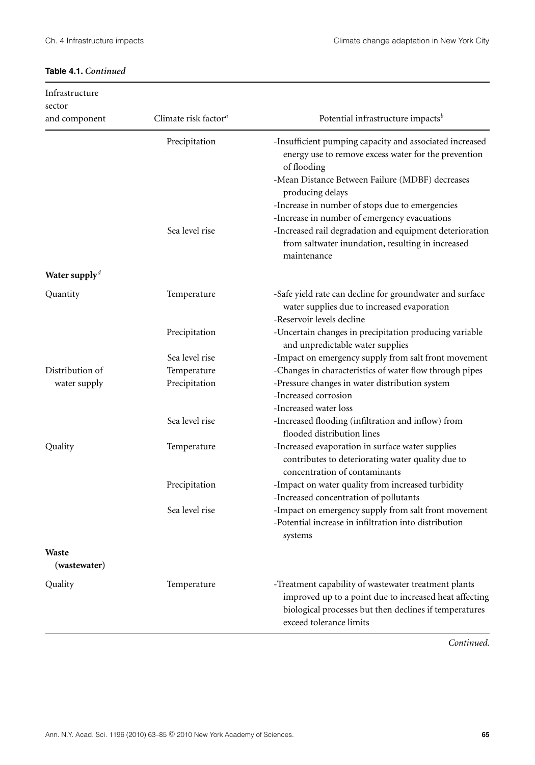**Table 4.1.** *Continued*

| Infrastructure sector and component | Climate risk factor[a] | Potential infrastructure impacts[b] |
|---|---|---|
| | Precipitation | -Insufficient pumping capacity and associated increased energy use to remove excess water for the prevention of flooding<br>-Mean Distance Between Failure (MDBF) decreases producing delays<br>-Increase in number of stops due to emergencies<br>-Increase in number of emergency evacuations |
| | Sea level rise | -Increased rail degradation and equipment deterioration from saltwater inundation, resulting in increased maintenance |
| **Water supply**[d] | | |
| Quantity | Temperature | -Safe yield rate can decline for groundwater and surface water supplies due to increased evaporation<br>-Reservoir levels decline |
| | Precipitation | -Uncertain changes in precipitation producing variable and unpredictable water supplies |
| | Sea level rise | -Impact on emergency supply from salt front movement |
| Distribution of water supply | Temperature | -Changes in characteristics of water flow through pipes |
| | Precipitation | -Pressure changes in water distribution system<br>-Increased corrosion<br>-Increased water loss |
| | Sea level rise | -Increased flooding (infiltration and inflow) from flooded distribution lines |
| Quality | Temperature | -Increased evaporation in surface water supplies contributes to deteriorating water quality due to concentration of contaminants |
| | Precipitation | -Impact on water quality from increased turbidity<br>-Increased concentration of pollutants |
| | Sea level rise | -Impact on emergency supply from salt front movement<br>-Potential increase in infiltration into distribution systems |
| **Waste (wastewater)** | | |
| Quality | Temperature | -Treatment capability of wastewater treatment plants improved up to a point due to increased heat affecting biological processes but then declines if temperatures exceed tolerance limits |

*Continued.*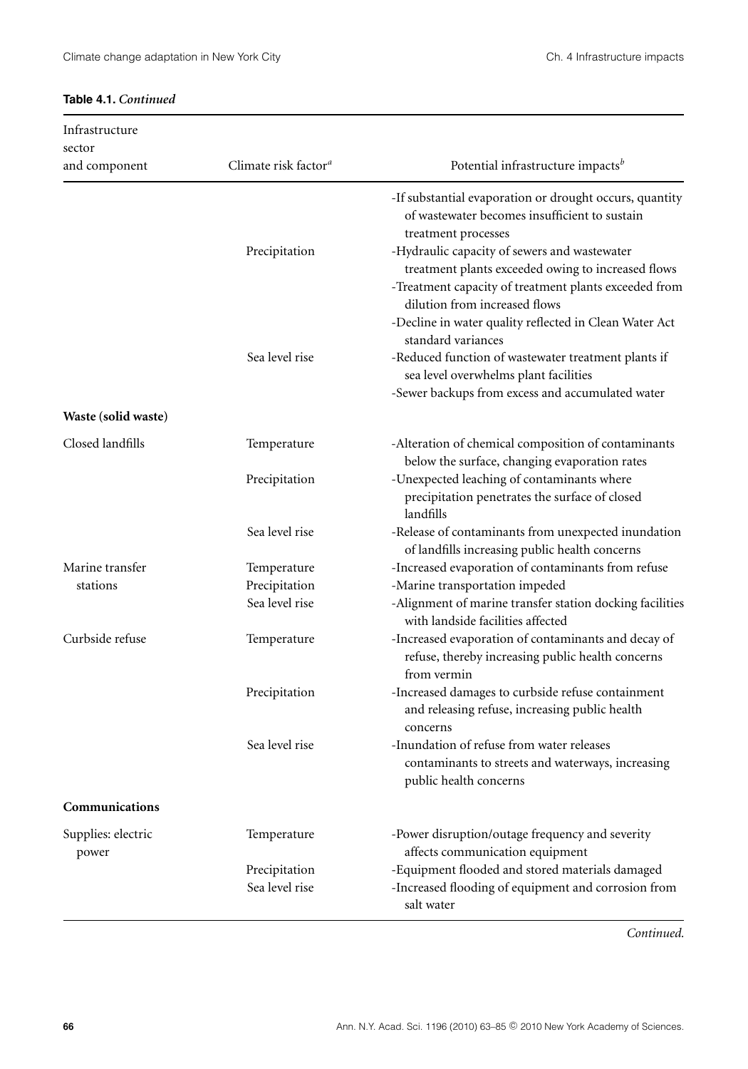**Table 4.1.** *Continued*

| Infrastructure sector and component | Climate risk factor[a] | Potential infrastructure impacts[b] |
|---|---|---|
| | | -If substantial evaporation or drought occurs, quantity of wastewater becomes insufficient to sustain treatment processes |
| | Precipitation | -Hydraulic capacity of sewers and wastewater treatment plants exceeded owing to increased flows<br>-Treatment capacity of treatment plants exceeded from dilution from increased flows<br>-Decline in water quality reflected in Clean Water Act standard variances |
| | Sea level rise | -Reduced function of wastewater treatment plants if sea level overwhelms plant facilities<br>-Sewer backups from excess and accumulated water |
| **Waste (solid waste)** | | |
| Closed landfills | Temperature | -Alteration of chemical composition of contaminants below the surface, changing evaporation rates |
| | Precipitation | -Unexpected leaching of contaminants where precipitation penetrates the surface of closed landfills |
| | Sea level rise | -Release of contaminants from unexpected inundation of landfills increasing public health concerns |
| Marine transfer stations | Temperature | -Increased evaporation of contaminants from refuse |
| | Precipitation | -Marine transportation impeded |
| | Sea level rise | -Alignment of marine transfer station docking facilities with landside facilities affected |
| Curbside refuse | Temperature | -Increased evaporation of contaminants and decay of refuse, thereby increasing public health concerns from vermin |
| | Precipitation | -Increased damages to curbside refuse containment and releasing refuse, increasing public health concerns |
| | Sea level rise | -Inundation of refuse from water releases contaminants to streets and waterways, increasing public health concerns |
| **Communications** | | |
| Supplies: electric power | Temperature | -Power disruption/outage frequency and severity affects communication equipment |
| | Precipitation | -Equipment flooded and stored materials damaged |
| | Sea level rise | -Increased flooding of equipment and corrosion from salt water |

*Continued.*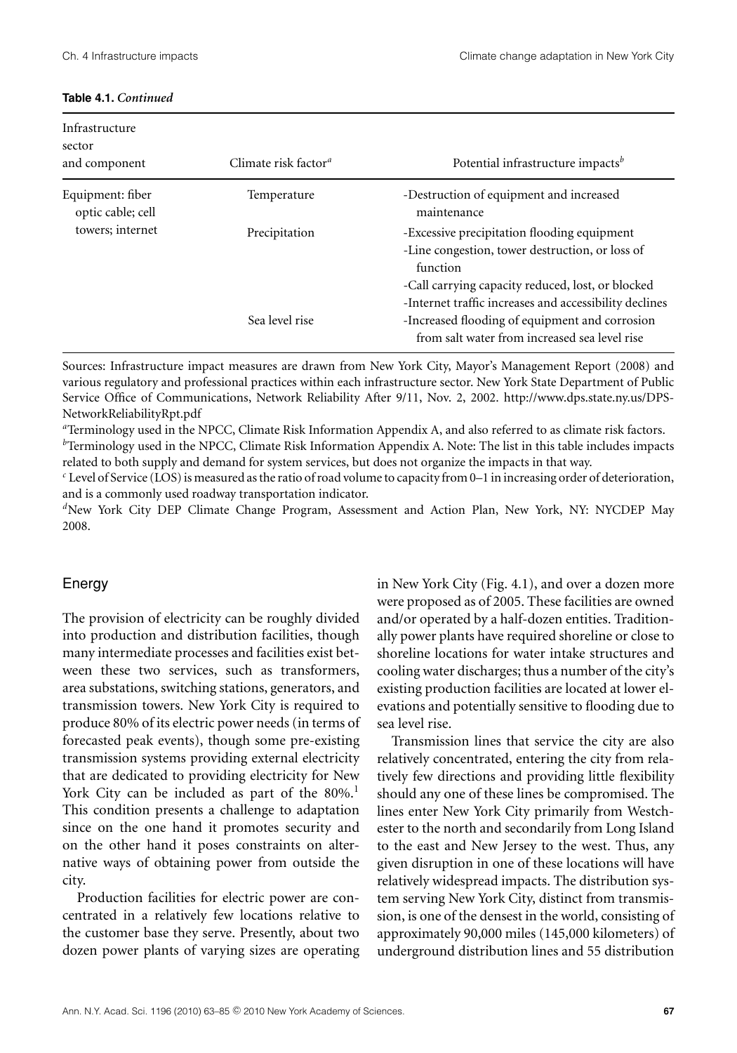**Table 4.1.** *Continued*

| Infrastructure sector and component | Climate risk factor[a] | Potential infrastructure impacts[b] |
| --- | --- | --- |
| Equipment: fiber optic cable; cell towers; internet | Temperature | -Destruction of equipment and increased maintenance |
| | Precipitation | -Excessive precipitation flooding equipment<br>-Line congestion, tower destruction, or loss of function<br>-Call carrying capacity reduced, lost, or blocked<br>-Internet traffic increases and accessibility declines |
| | Sea level rise | -Increased flooding of equipment and corrosion from salt water from increased sea level rise |

Sources: Infrastructure impact measures are drawn from New York City, Mayor's Management Report (2008) and various regulatory and professional practices within each infrastructure sector. New York State Department of Public Service Office of Communications, Network Reliability After 9/11, Nov. 2, 2002. http://www.dps.state.ny.us/DPS-NetworkReliabilityRpt.pdf

[a]Terminology used in the NPCC, Climate Risk Information Appendix A, and also referred to as climate risk factors.

[b]Terminology used in the NPCC, Climate Risk Information Appendix A. Note: The list in this table includes impacts related to both supply and demand for system services, but does not organize the impacts in that way.

[c] Level of Service (LOS) is measured as the ratio of road volume to capacity from 0–1 in increasing order of deterioration, and is a commonly used roadway transportation indicator.

[d]New York City DEP Climate Change Program, Assessment and Action Plan, New York, NY: NYCDEP May 2008.

## Energy

The provision of electricity can be roughly divided into production and distribution facilities, though many intermediate processes and facilities exist between these two services, such as transformers, area substations, switching stations, generators, and transmission towers. New York City is required to produce 80% of its electric power needs (in terms of forecasted peak events), though some pre-existing transmission systems providing external electricity that are dedicated to providing electricity for New York City can be included as part of the 80%.[1] This condition presents a challenge to adaptation since on the one hand it promotes security and on the other hand it poses constraints on alternative ways of obtaining power from outside the city.

Production facilities for electric power are concentrated in a relatively few locations relative to the customer base they serve. Presently, about two dozen power plants of varying sizes are operating in New York City (Fig. 4.1), and over a dozen more were proposed as of 2005. These facilities are owned and/or operated by a half-dozen entities. Traditionally power plants have required shoreline or close to shoreline locations for water intake structures and cooling water discharges; thus a number of the city's existing production facilities are located at lower elevations and potentially sensitive to flooding due to sea level rise.

Transmission lines that service the city are also relatively concentrated, entering the city from relatively few directions and providing little flexibility should any one of these lines be compromised. The lines enter New York City primarily from Westchester to the north and secondarily from Long Island to the east and New Jersey to the west. Thus, any given disruption in one of these locations will have relatively widespread impacts. The distribution system serving New York City, distinct from transmission, is one of the densest in the world, consisting of approximately 90,000 miles (145,000 kilometers) of underground distribution lines and 55 distribution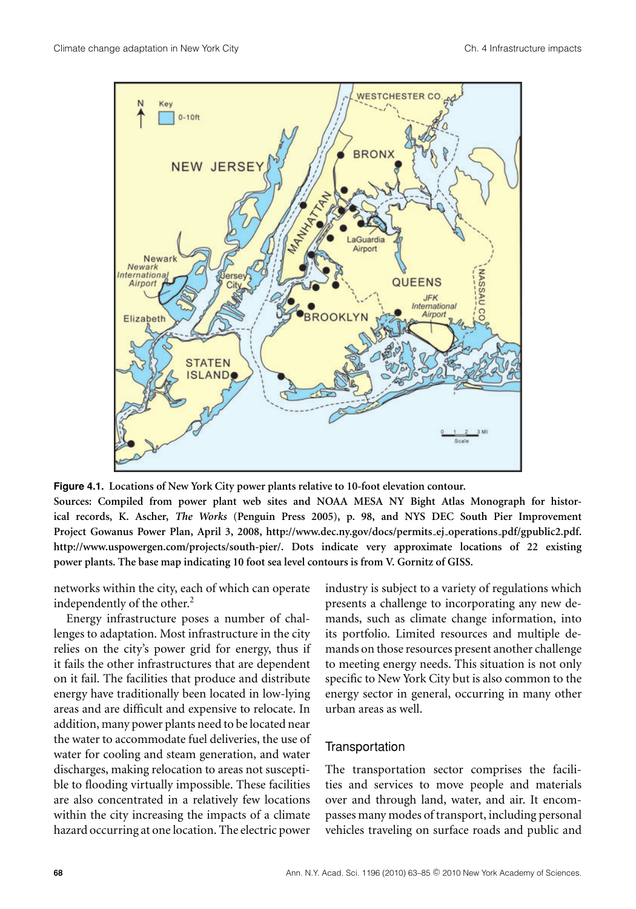**Figure 4.1.** Locations of New York City power plants relative to 10-foot elevation contour.
**Sources: Compiled from power plant web sites and NOAA MESA NY Bight Atlas Monograph for historical records, K. Ascher, *The Works* (Penguin Press 2005), p. 98, and NYS DEC South Pier Improvement Project Gowanus Power Plan, April 3, 2008, http://www.dec.ny.gov/docs/permits_ej_operations_pdf/gpublic2.pdf. http://www.uspowergen.com/projects/south-pier/. Dots indicate very approximate locations of 22 existing power plants. The base map indicating 10 foot sea level contours is from V. Gornitz of GISS.**

networks within the city, each of which can operate independently of the other.[2]

Energy infrastructure poses a number of challenges to adaptation. Most infrastructure in the city relies on the city's power grid for energy, thus if it fails the other infrastructures that are dependent on it fail. The facilities that produce and distribute energy have traditionally been located in low-lying areas and are difficult and expensive to relocate. In addition, many power plants need to be located near the water to accommodate fuel deliveries, the use of water for cooling and steam generation, and water discharges, making relocation to areas not susceptible to flooding virtually impossible. These facilities are also concentrated in a relatively few locations within the city increasing the impacts of a climate hazard occurring at one location. The electric power industry is subject to a variety of regulations which presents a challenge to incorporating any new demands, such as climate change information, into its portfolio. Limited resources and multiple demands on those resources present another challenge to meeting energy needs. This situation is not only specific to New York City but is also common to the energy sector in general, occurring in many other urban areas as well.

### Transportation

The transportation sector comprises the facilities and services to move people and materials over and through land, water, and air. It encompasses many modes of transport, including personal vehicles traveling on surface roads and public and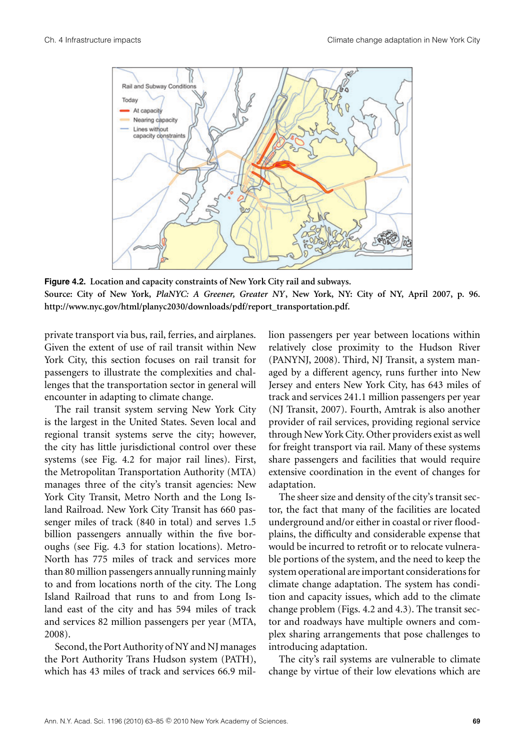Figure 4.2. Location and capacity constraints of New York City rail and subways.
**Source: City of New York, *PlaNYC: A Greener, Greater NY*, New York, NY: City of NY, April 2007, p. 96. http://www.nyc.gov/html/planyc2030/downloads/pdf/report_transportation.pdf.**

private transport via bus, rail, ferries, and airplanes. Given the extent of use of rail transit within New York City, this section focuses on rail transit for passengers to illustrate the complexities and challenges that the transportation sector in general will encounter in adapting to climate change.

The rail transit system serving New York City is the largest in the United States. Seven local and regional transit systems serve the city; however, the city has little jurisdictional control over these systems (see Fig. 4.2 for major rail lines). First, the Metropolitan Transportation Authority (MTA) manages three of the city's transit agencies: New York City Transit, Metro North and the Long Island Railroad. New York City Transit has 660 passenger miles of track (840 in total) and serves 1.5 billion passengers annually within the five boroughs (see Fig. 4.3 for station locations). Metro-North has 775 miles of track and services more than 80 million passengers annually running mainly to and from locations north of the city. The Long Island Railroad that runs to and from Long Island east of the city and has 594 miles of track and services 82 million passengers per year (MTA, 2008).

Second, the Port Authority of NY and NJ manages the Port Authority Trans Hudson system (PATH), which has 43 miles of track and services 66.9 million passengers per year between locations within relatively close proximity to the Hudson River (PANYNJ, 2008). Third, NJ Transit, a system managed by a different agency, runs further into New Jersey and enters New York City, has 643 miles of track and services 241.1 million passengers per year (NJ Transit, 2007). Fourth, Amtrak is also another provider of rail services, providing regional service through New York City. Other providers exist as well for freight transport via rail. Many of these systems share passengers and facilities that would require extensive coordination in the event of changes for adaptation.

The sheer size and density of the city's transit sector, the fact that many of the facilities are located underground and/or either in coastal or river floodplains, the difficulty and considerable expense that would be incurred to retrofit or to relocate vulnerable portions of the system, and the need to keep the system operational are important considerations for climate change adaptation. The system has condition and capacity issues, which add to the climate change problem (Figs. 4.2 and 4.3). The transit sector and roadways have multiple owners and complex sharing arrangements that pose challenges to introducing adaptation.

The city's rail systems are vulnerable to climate change by virtue of their low elevations which are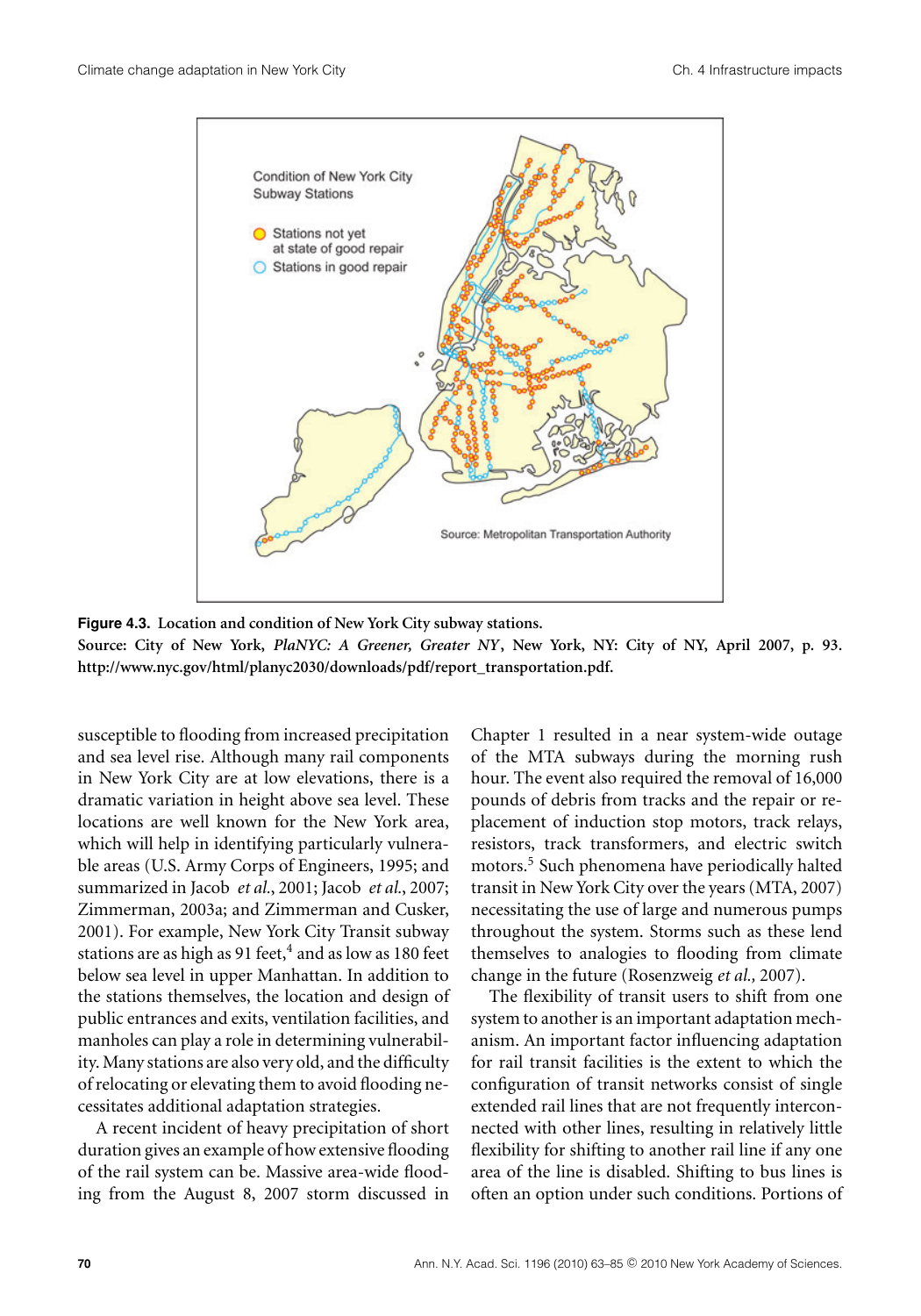Condition of New York City Subway Stations

Stations not yet at state of good repair

Stations in good repair

Source: Metropolitan Transportation Authority

**Figure 4.3.** **Location and condition of New York City subway stations.**
**Source: City of New York, *PlaNYC: A Greener, Greater NY*, New York, NY: City of NY, April 2007, p. 93. http://www.nyc.gov/html/planyc2030/downloads/pdf/report_transportation.pdf.**

susceptible to flooding from increased precipitation and sea level rise. Although many rail components in New York City are at low elevations, there is a dramatic variation in height above sea level. These locations are well known for the New York area, which will help in identifying particularly vulnerable areas (U.S. Army Corps of Engineers, 1995; and summarized in Jacob *et al.*, 2001; Jacob *et al.*, 2007; Zimmerman, 2003a; and Zimmerman and Cusker, 2001). For example, New York City Transit subway stations are as high as 91 feet,[4] and as low as 180 feet below sea level in upper Manhattan. In addition to the stations themselves, the location and design of public entrances and exits, ventilation facilities, and manholes can play a role in determining vulnerability. Many stations are also very old, and the difficulty of relocating or elevating them to avoid flooding necessitates additional adaptation strategies.

A recent incident of heavy precipitation of short duration gives an example of how extensive flooding of the rail system can be. Massive area-wide flooding from the August 8, 2007 storm discussed in Chapter 1 resulted in a near system-wide outage of the MTA subways during the morning rush hour. The event also required the removal of 16,000 pounds of debris from tracks and the repair or replacement of induction stop motors, track relays, resistors, track transformers, and electric switch motors.[5] Such phenomena have periodically halted transit in New York City over the years (MTA, 2007) necessitating the use of large and numerous pumps throughout the system. Storms such as these lend themselves to analogies to flooding from climate change in the future (Rosenzweig *et al.,* 2007).

The flexibility of transit users to shift from one system to another is an important adaptation mechanism. An important factor influencing adaptation for rail transit facilities is the extent to which the configuration of transit networks consist of single extended rail lines that are not frequently interconnected with other lines, resulting in relatively little flexibility for shifting to another rail line if any one area of the line is disabled. Shifting to bus lines is often an option under such conditions. Portions of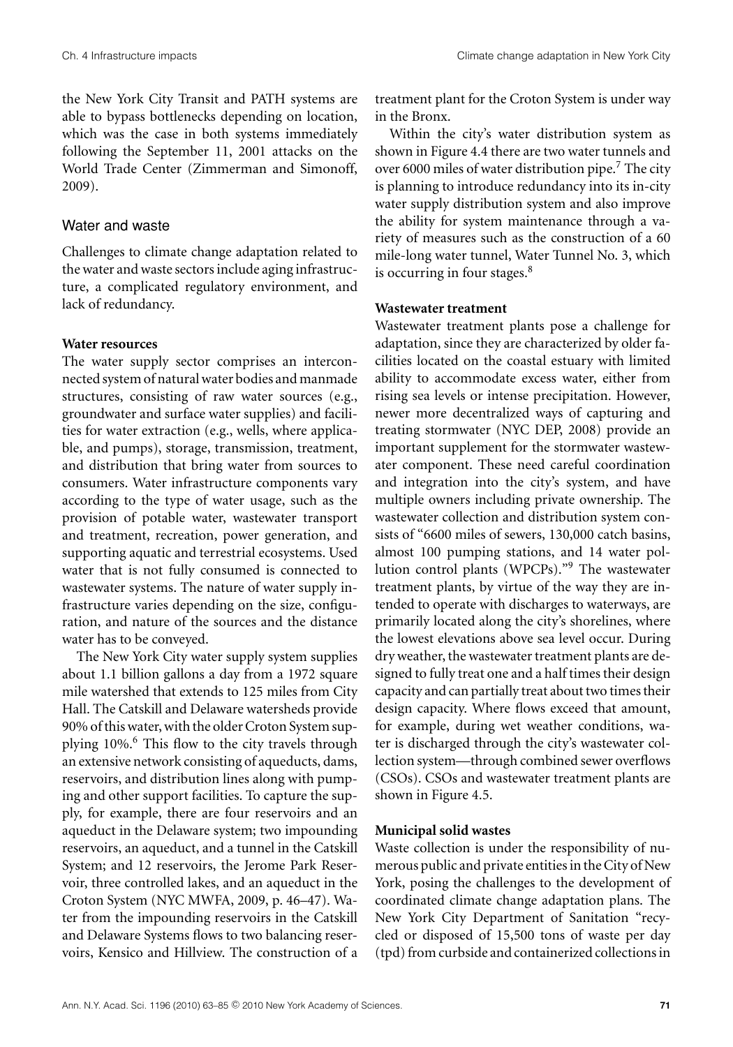the New York City Transit and PATH systems are able to bypass bottlenecks depending on location, which was the case in both systems immediately following the September 11, 2001 attacks on the World Trade Center (Zimmerman and Simonoff, 2009).

## Water and waste

Challenges to climate change adaptation related to the water and waste sectors include aging infrastructure, a complicated regulatory environment, and lack of redundancy.

### Water resources

The water supply sector comprises an interconnected system of natural water bodies and manmade structures, consisting of raw water sources (e.g., groundwater and surface water supplies) and facilities for water extraction (e.g., wells, where applicable, and pumps), storage, transmission, treatment, and distribution that bring water from sources to consumers. Water infrastructure components vary according to the type of water usage, such as the provision of potable water, wastewater transport and treatment, recreation, power generation, and supporting aquatic and terrestrial ecosystems. Used water that is not fully consumed is connected to wastewater systems. The nature of water supply infrastructure varies depending on the size, configuration, and nature of the sources and the distance water has to be conveyed.

The New York City water supply system supplies about 1.1 billion gallons a day from a 1972 square mile watershed that extends to 125 miles from City Hall. The Catskill and Delaware watersheds provide 90% of this water, with the older Croton System supplying 10%.[6] This flow to the city travels through an extensive network consisting of aqueducts, dams, reservoirs, and distribution lines along with pumping and other support facilities. To capture the supply, for example, there are four reservoirs and an aqueduct in the Delaware system; two impounding reservoirs, an aqueduct, and a tunnel in the Catskill System; and 12 reservoirs, the Jerome Park Reservoir, three controlled lakes, and an aqueduct in the Croton System (NYC MWFA, 2009, p. 46–47). Water from the impounding reservoirs in the Catskill and Delaware Systems flows to two balancing reservoirs, Kensico and Hillview. The construction of a treatment plant for the Croton System is under way in the Bronx.

Within the city's water distribution system as shown in Figure 4.4 there are two water tunnels and over 6000 miles of water distribution pipe.[7] The city is planning to introduce redundancy into its in-city water supply distribution system and also improve the ability for system maintenance through a variety of measures such as the construction of a 60 mile-long water tunnel, Water Tunnel No. 3, which is occurring in four stages.[8]

### Wastewater treatment

Wastewater treatment plants pose a challenge for adaptation, since they are characterized by older facilities located on the coastal estuary with limited ability to accommodate excess water, either from rising sea levels or intense precipitation. However, newer more decentralized ways of capturing and treating stormwater (NYC DEP, 2008) provide an important supplement for the stormwater wastewater component. These need careful coordination and integration into the city's system, and have multiple owners including private ownership. The wastewater collection and distribution system consists of "6600 miles of sewers, 130,000 catch basins, almost 100 pumping stations, and 14 water pollution control plants (WPCPs)."[9] The wastewater treatment plants, by virtue of the way they are intended to operate with discharges to waterways, are primarily located along the city's shorelines, where the lowest elevations above sea level occur. During dry weather, the wastewater treatment plants are designed to fully treat one and a half times their design capacity and can partially treat about two times their design capacity. Where flows exceed that amount, for example, during wet weather conditions, water is discharged through the city's wastewater collection system—through combined sewer overflows (CSOs). CSOs and wastewater treatment plants are shown in Figure 4.5.

### Municipal solid wastes

Waste collection is under the responsibility of numerous public and private entities in the City of New York, posing the challenges to the development of coordinated climate change adaptation plans. The New York City Department of Sanitation "recycled or disposed of 15,500 tons of waste per day (tpd) from curbside and containerized collections in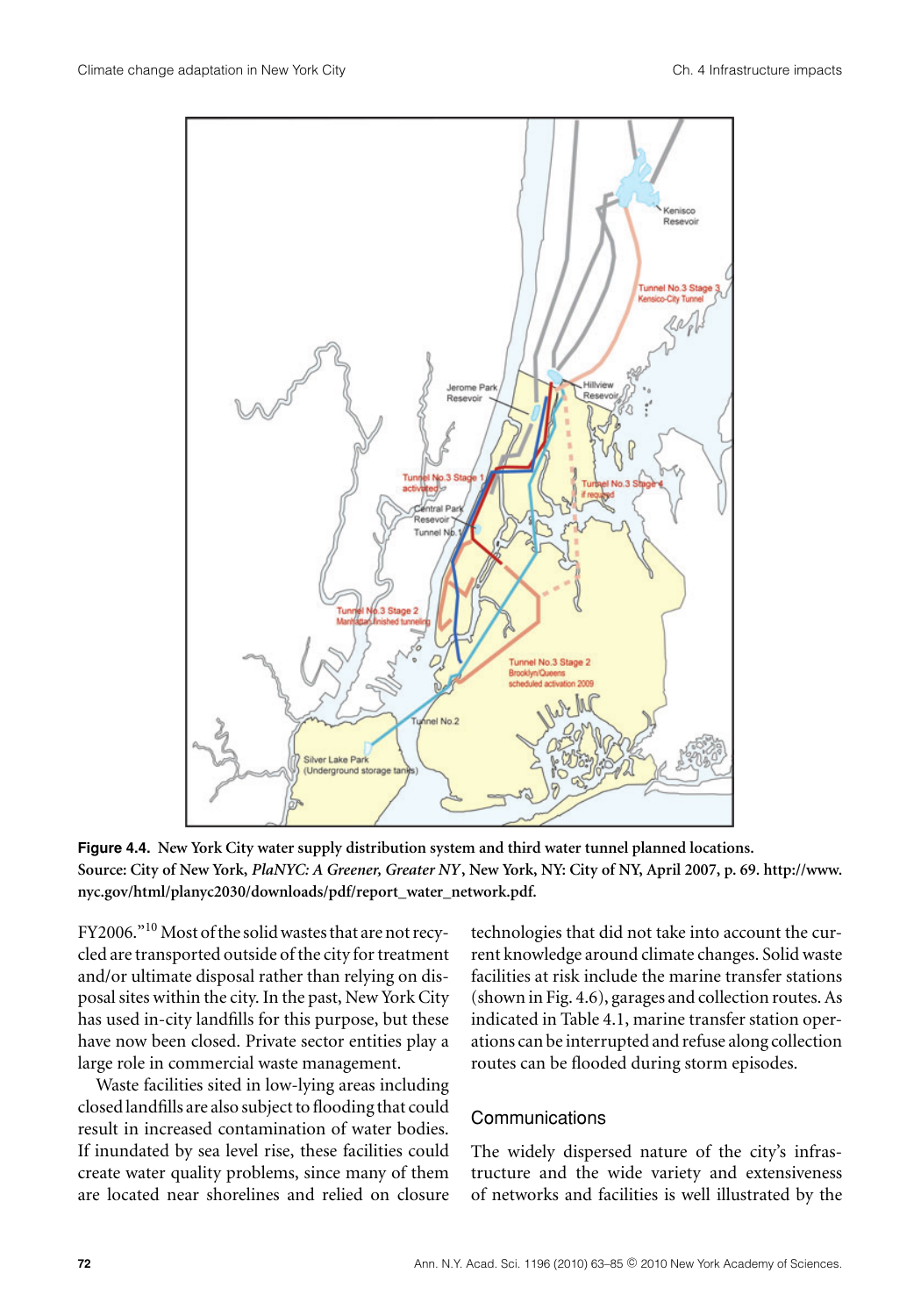**Figure 4.4.** New York City water supply distribution system and third water tunnel planned locations. Source: City of New York, *PlaNYC: A Greener, Greater NY*, New York, NY: City of NY, April 2007, p. 69. http://www.nyc.gov/html/planyc2030/downloads/pdf/report_water_network.pdf.

FY2006."[10] Most of the solid wastes that are not recycled are transported outside of the city for treatment and/or ultimate disposal rather than relying on disposal sites within the city. In the past, New York City has used in-city landfills for this purpose, but these have now been closed. Private sector entities play a large role in commercial waste management.

Waste facilities sited in low-lying areas including closed landfills are also subject to flooding that could result in increased contamination of water bodies. If inundated by sea level rise, these facilities could create water quality problems, since many of them are located near shorelines and relied on closure technologies that did not take into account the current knowledge around climate changes. Solid waste facilities at risk include the marine transfer stations (shown in Fig. 4.6), garages and collection routes. As indicated in Table 4.1, marine transfer station operations can be interrupted and refuse along collection routes can be flooded during storm episodes.

## Communications

The widely dispersed nature of the city's infrastructure and the wide variety and extensiveness of networks and facilities is well illustrated by the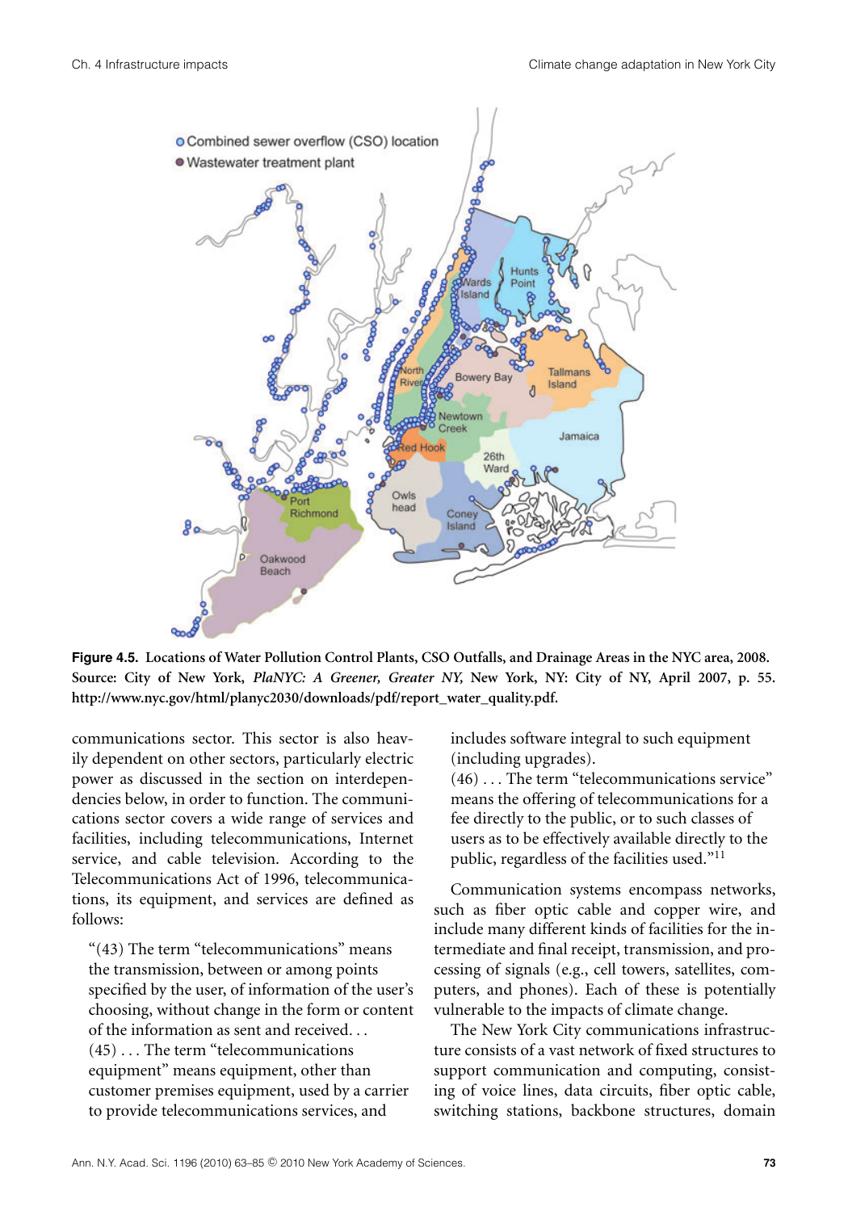**Figure 4.5. Locations of Water Pollution Control Plants, CSO Outfalls, and Drainage Areas in the NYC area, 2008. Source: City of New York, *PlaNYC: A Greener, Greater NY,* New York, NY: City of NY, April 2007, p. 55. http://www.nyc.gov/html/planyc2030/downloads/pdf/report_water_quality.pdf.**

communications sector. This sector is also heavily dependent on other sectors, particularly electric power as discussed in the section on interdependencies below, in order to function. The communications sector covers a wide range of services and facilities, including telecommunications, Internet service, and cable television. According to the Telecommunications Act of 1996, telecommunications, its equipment, and services are defined as follows:

> "(43) The term "telecommunications" means the transmission, between or among points specified by the user, of information of the user's choosing, without change in the form or content of the information as sent and received. . .
> (45) . . . The term "telecommunications equipment" means equipment, other than customer premises equipment, used by a carrier to provide telecommunications services, and includes software integral to such equipment (including upgrades).
> (46) . . . The term "telecommunications service" means the offering of telecommunications for a fee directly to the public, or to such classes of users as to be effectively available directly to the public, regardless of the facilities used."[11]

Communication systems encompass networks, such as fiber optic cable and copper wire, and include many different kinds of facilities for the intermediate and final receipt, transmission, and processing of signals (e.g., cell towers, satellites, computers, and phones). Each of these is potentially vulnerable to the impacts of climate change.

The New York City communications infrastructure consists of a vast network of fixed structures to support communication and computing, consisting of voice lines, data circuits, fiber optic cable, switching stations, backbone structures, domain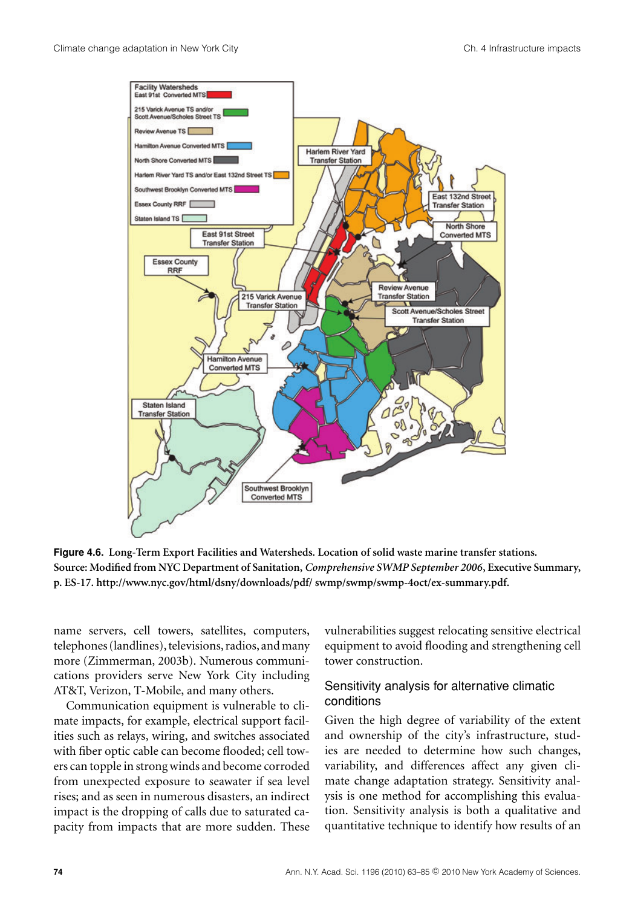**Figure 4.6.** **Long-Term Export Facilities and Watersheds. Location of solid waste marine transfer stations. Source: Modified from NYC Department of Sanitation, *Comprehensive SWMP September 2006*, Executive Summary, p. ES-17. http://www.nyc.gov/html/dsny/downloads/pdf/ swmp/swmp/swmp-4oct/ex-summary.pdf.**

name servers, cell towers, satellites, computers, telephones (landlines), televisions, radios, and many more (Zimmerman, 2003b). Numerous communications providers serve New York City including AT&T, Verizon, T-Mobile, and many others.

Communication equipment is vulnerable to climate impacts, for example, electrical support facilities such as relays, wiring, and switches associated with fiber optic cable can become flooded; cell towers can topple in strong winds and become corroded from unexpected exposure to seawater if sea level rises; and as seen in numerous disasters, an indirect impact is the dropping of calls due to saturated capacity from impacts that are more sudden. These vulnerabilities suggest relocating sensitive electrical equipment to avoid flooding and strengthening cell tower construction.

### Sensitivity analysis for alternative climatic conditions

Given the high degree of variability of the extent and ownership of the city's infrastructure, studies are needed to determine how such changes, variability, and differences affect any given climate change adaptation strategy. Sensitivity analysis is one method for accomplishing this evaluation. Sensitivity analysis is both a qualitative and quantitative technique to identify how results of an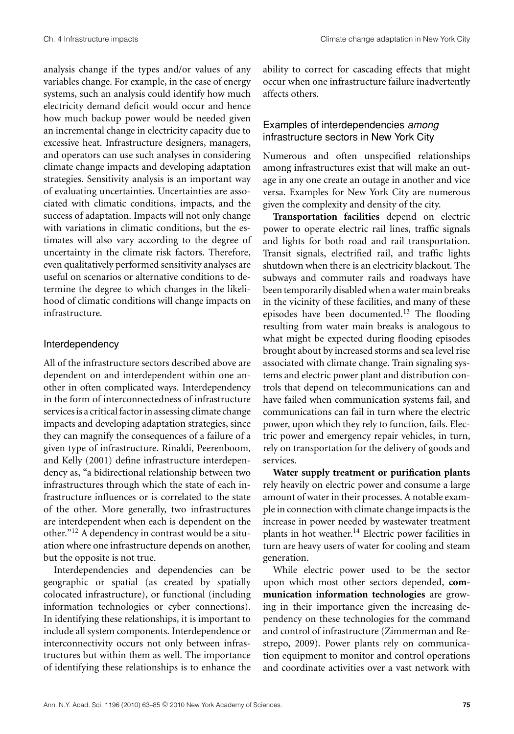analysis change if the types and/or values of any variables change. For example, in the case of energy systems, such an analysis could identify how much electricity demand deficit would occur and hence how much backup power would be needed given an incremental change in electricity capacity due to excessive heat. Infrastructure designers, managers, and operators can use such analyses in considering climate change impacts and developing adaptation strategies. Sensitivity analysis is an important way of evaluating uncertainties. Uncertainties are associated with climatic conditions, impacts, and the success of adaptation. Impacts will not only change with variations in climatic conditions, but the estimates will also vary according to the degree of uncertainty in the climate risk factors. Therefore, even qualitatively performed sensitivity analyses are useful on scenarios or alternative conditions to determine the degree to which changes in the likelihood of climatic conditions will change impacts on infrastructure.

## Interdependency

All of the infrastructure sectors described above are dependent on and interdependent within one another in often complicated ways. Interdependency in the form of interconnectedness of infrastructure services is a critical factor in assessing climate change impacts and developing adaptation strategies, since they can magnify the consequences of a failure of a given type of infrastructure. Rinaldi, Peerenboom, and Kelly (2001) define infrastructure interdependency as, "a bidirectional relationship between two infrastructures through which the state of each infrastructure influences or is correlated to the state of the other. More generally, two infrastructures are interdependent when each is dependent on the other."[12] A dependency in contrast would be a situation where one infrastructure depends on another, but the opposite is not true.

Interdependencies and dependencies can be geographic or spatial (as created by spatially colocated infrastructure), or functional (including information technologies or cyber connections). In identifying these relationships, it is important to include all system components. Interdependence or interconnectivity occurs not only between infrastructures but within them as well. The importance of identifying these relationships is to enhance the ability to correct for cascading effects that might occur when one infrastructure failure inadvertently affects others.

## Examples of interdependencies *among* infrastructure sectors in New York City

Numerous and often unspecified relationships among infrastructures exist that will make an outage in any one create an outage in another and vice versa. Examples for New York City are numerous given the complexity and density of the city.

**Transportation facilities** depend on electric power to operate electric rail lines, traffic signals and lights for both road and rail transportation. Transit signals, electrified rail, and traffic lights shutdown when there is an electricity blackout. The subways and commuter rails and roadways have been temporarily disabled when a water main breaks in the vicinity of these facilities, and many of these episodes have been documented.[13] The flooding resulting from water main breaks is analogous to what might be expected during flooding episodes brought about by increased storms and sea level rise associated with climate change. Train signaling systems and electric power plant and distribution controls that depend on telecommunications can and have failed when communication systems fail, and communications can fail in turn where the electric power, upon which they rely to function, fails. Electric power and emergency repair vehicles, in turn, rely on transportation for the delivery of goods and services.

**Water supply treatment or purification plants** rely heavily on electric power and consume a large amount of water in their processes. A notable example in connection with climate change impacts is the increase in power needed by wastewater treatment plants in hot weather.[14] Electric power facilities in turn are heavy users of water for cooling and steam generation.

While electric power used to be the sector upon which most other sectors depended, **communication information technologies** are growing in their importance given the increasing dependency on these technologies for the command and control of infrastructure (Zimmerman and Restrepo, 2009). Power plants rely on communication equipment to monitor and control operations and coordinate activities over a vast network with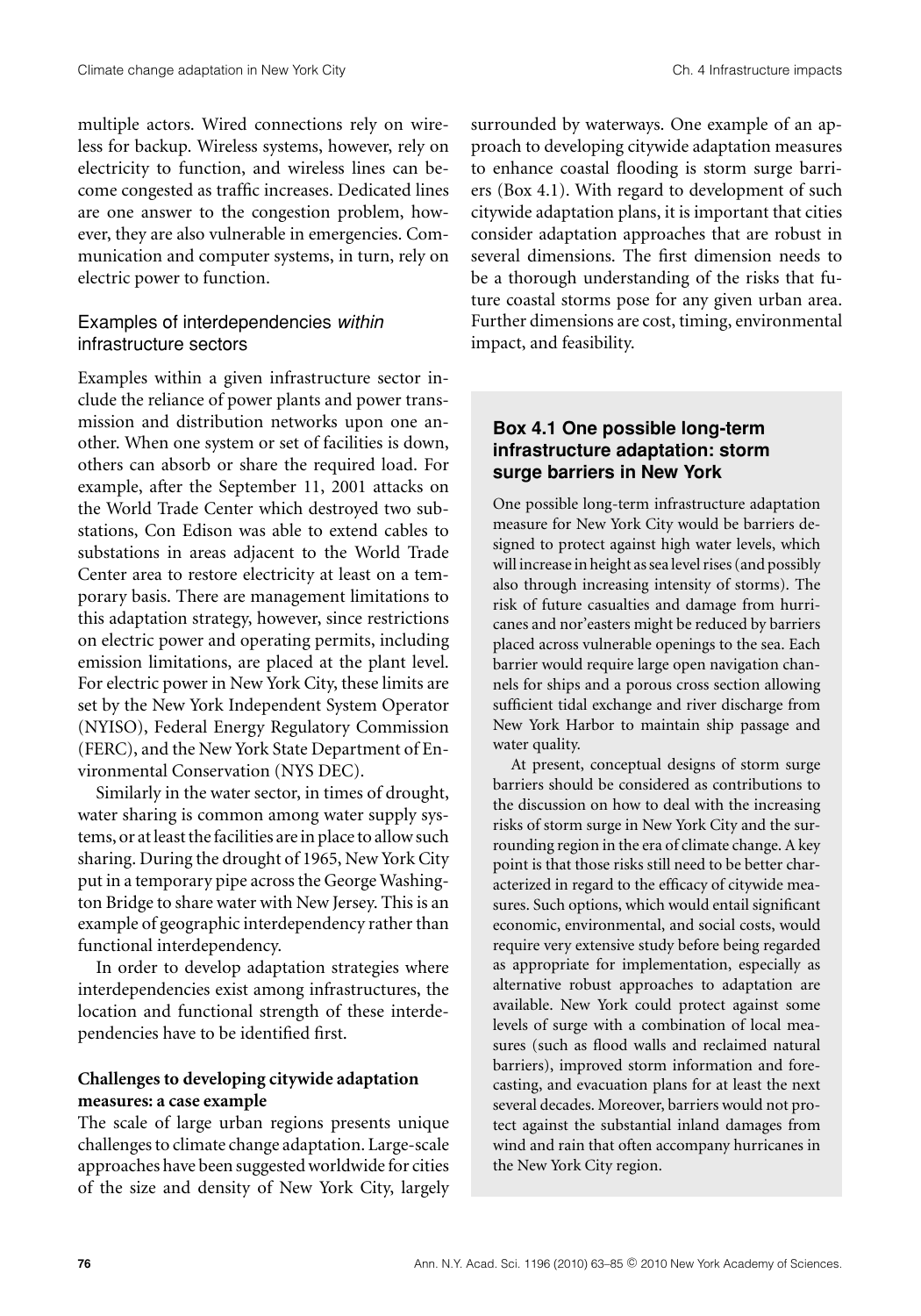multiple actors. Wired connections rely on wireless for backup. Wireless systems, however, rely on electricity to function, and wireless lines can become congested as traffic increases. Dedicated lines are one answer to the congestion problem, however, they are also vulnerable in emergencies. Communication and computer systems, in turn, rely on electric power to function.

### Examples of interdependencies *within* infrastructure sectors

Examples within a given infrastructure sector include the reliance of power plants and power transmission and distribution networks upon one another. When one system or set of facilities is down, others can absorb or share the required load. For example, after the September 11, 2001 attacks on the World Trade Center which destroyed two substations, Con Edison was able to extend cables to substations in areas adjacent to the World Trade Center area to restore electricity at least on a temporary basis. There are management limitations to this adaptation strategy, however, since restrictions on electric power and operating permits, including emission limitations, are placed at the plant level. For electric power in New York City, these limits are set by the New York Independent System Operator (NYISO), Federal Energy Regulatory Commission (FERC), and the New York State Department of Environmental Conservation (NYS DEC).

Similarly in the water sector, in times of drought, water sharing is common among water supply systems, or at least the facilities are in place to allow such sharing. During the drought of 1965, New York City put in a temporary pipe across the George Washington Bridge to share water with New Jersey. This is an example of geographic interdependency rather than functional interdependency.

In order to develop adaptation strategies where interdependencies exist among infrastructures, the location and functional strength of these interdependencies have to be identified first.

### Challenges to developing citywide adaptation measures: a case example

The scale of large urban regions presents unique challenges to climate change adaptation. Large-scale approaches have been suggested worldwide for cities of the size and density of New York City, largely surrounded by waterways. One example of an approach to developing citywide adaptation measures to enhance coastal flooding is storm surge barriers (Box 4.1). With regard to development of such citywide adaptation plans, it is important that cities consider adaptation approaches that are robust in several dimensions. The first dimension needs to be a thorough understanding of the risks that future coastal storms pose for any given urban area. Further dimensions are cost, timing, environmental impact, and feasibility.

#### Box 4.1 One possible long-term infrastructure adaptation: storm surge barriers in New York

One possible long-term infrastructure adaptation measure for New York City would be barriers designed to protect against high water levels, which will increase in height as sea level rises (and possibly also through increasing intensity of storms). The risk of future casualties and damage from hurricanes and nor'easters might be reduced by barriers placed across vulnerable openings to the sea. Each barrier would require large open navigation channels for ships and a porous cross section allowing sufficient tidal exchange and river discharge from New York Harbor to maintain ship passage and water quality.

At present, conceptual designs of storm surge barriers should be considered as contributions to the discussion on how to deal with the increasing risks of storm surge in New York City and the surrounding region in the era of climate change. A key point is that those risks still need to be better characterized in regard to the efficacy of citywide measures. Such options, which would entail significant economic, environmental, and social costs, would require very extensive study before being regarded as appropriate for implementation, especially as alternative robust approaches to adaptation are available. New York could protect against some levels of surge with a combination of local measures (such as flood walls and reclaimed natural barriers), improved storm information and forecasting, and evacuation plans for at least the next several decades. Moreover, barriers would not protect against the substantial inland damages from wind and rain that often accompany hurricanes in the New York City region.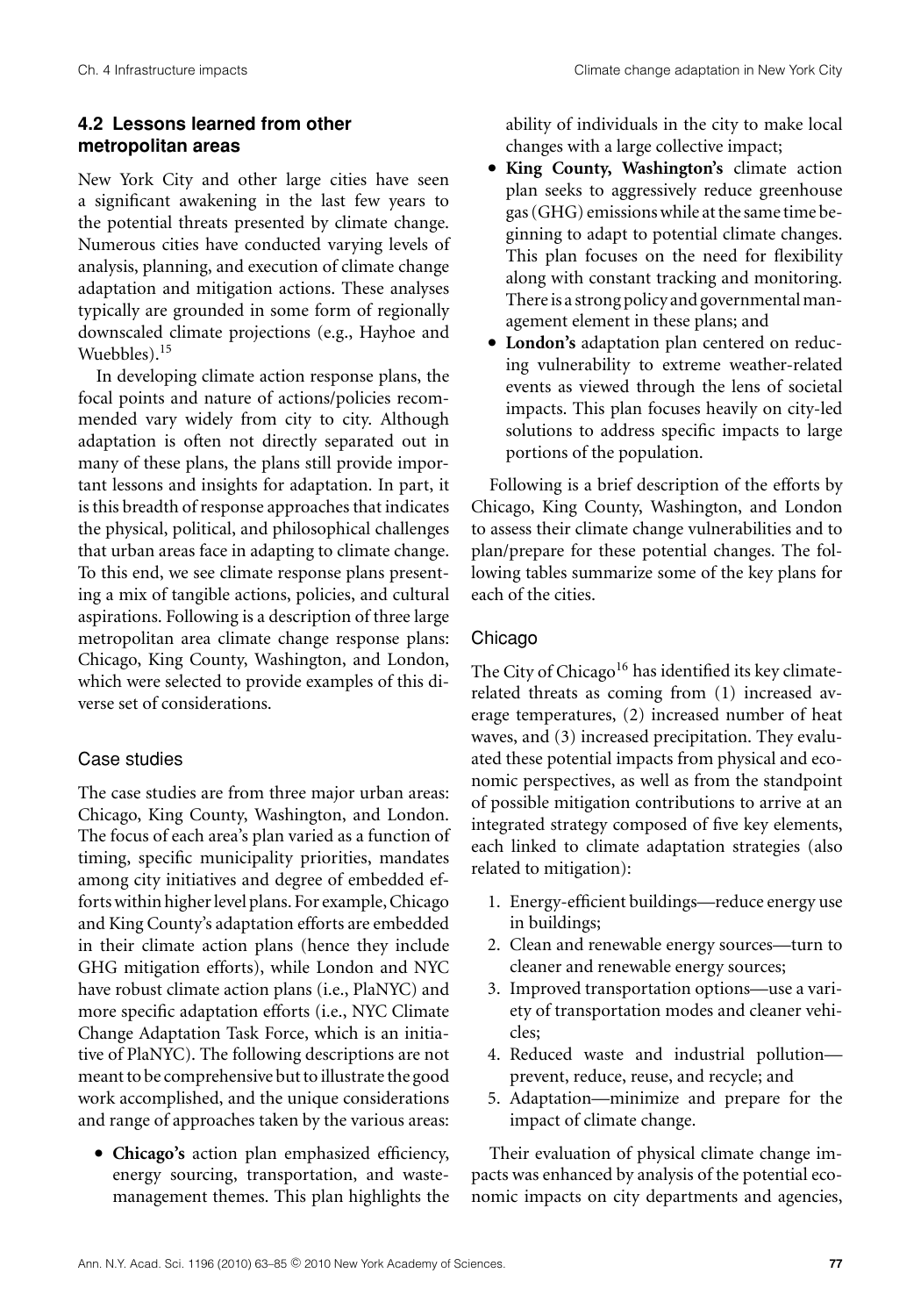## 4.2 Lessons learned from other metropolitan areas

New York City and other large cities have seen a significant awakening in the last few years to the potential threats presented by climate change. Numerous cities have conducted varying levels of analysis, planning, and execution of climate change adaptation and mitigation actions. These analyses typically are grounded in some form of regionally downscaled climate projections (e.g., Hayhoe and Wuebbles).[15]

In developing climate action response plans, the focal points and nature of actions/policies recommended vary widely from city to city. Although adaptation is often not directly separated out in many of these plans, the plans still provide important lessons and insights for adaptation. In part, it is this breadth of response approaches that indicates the physical, political, and philosophical challenges that urban areas face in adapting to climate change. To this end, we see climate response plans presenting a mix of tangible actions, policies, and cultural aspirations. Following is a description of three large metropolitan area climate change response plans: Chicago, King County, Washington, and London, which were selected to provide examples of this diverse set of considerations.

### Case studies

The case studies are from three major urban areas: Chicago, King County, Washington, and London. The focus of each area's plan varied as a function of timing, specific municipality priorities, mandates among city initiatives and degree of embedded efforts within higher level plans. For example, Chicago and King County's adaptation efforts are embedded in their climate action plans (hence they include GHG mitigation efforts), while London and NYC have robust climate action plans (i.e., PlaNYC) and more specific adaptation efforts (i.e., NYC Climate Change Adaptation Task Force, which is an initiative of PlaNYC). The following descriptions are not meant to be comprehensive but to illustrate the good work accomplished, and the unique considerations and range of approaches taken by the various areas:

- **Chicago's** action plan emphasized efficiency, energy sourcing, transportation, and waste-management themes. This plan highlights the ability of individuals in the city to make local changes with a large collective impact;
- **King County, Washington's** climate action plan seeks to aggressively reduce greenhouse gas (GHG) emissions while at the same time beginning to adapt to potential climate changes. This plan focuses on the need for flexibility along with constant tracking and monitoring. There is a strong policy and governmental management element in these plans; and
- **London's** adaptation plan centered on reducing vulnerability to extreme weather-related events as viewed through the lens of societal impacts. This plan focuses heavily on city-led solutions to address specific impacts to large portions of the population.

Following is a brief description of the efforts by Chicago, King County, Washington, and London to assess their climate change vulnerabilities and to plan/prepare for these potential changes. The following tables summarize some of the key plans for each of the cities.

### Chicago

The City of Chicago[16] has identified its key climate-related threats as coming from (1) increased average temperatures, (2) increased number of heat waves, and (3) increased precipitation. They evaluated these potential impacts from physical and economic perspectives, as well as from the standpoint of possible mitigation contributions to arrive at an integrated strategy composed of five key elements, each linked to climate adaptation strategies (also related to mitigation):

1. Energy-efficient buildings—reduce energy use in buildings;
2. Clean and renewable energy sources—turn to cleaner and renewable energy sources;
3. Improved transportation options—use a variety of transportation modes and cleaner vehicles;
4. Reduced waste and industrial pollution—prevent, reduce, reuse, and recycle; and
5. Adaptation—minimize and prepare for the impact of climate change.

Their evaluation of physical climate change impacts was enhanced by analysis of the potential economic impacts on city departments and agencies,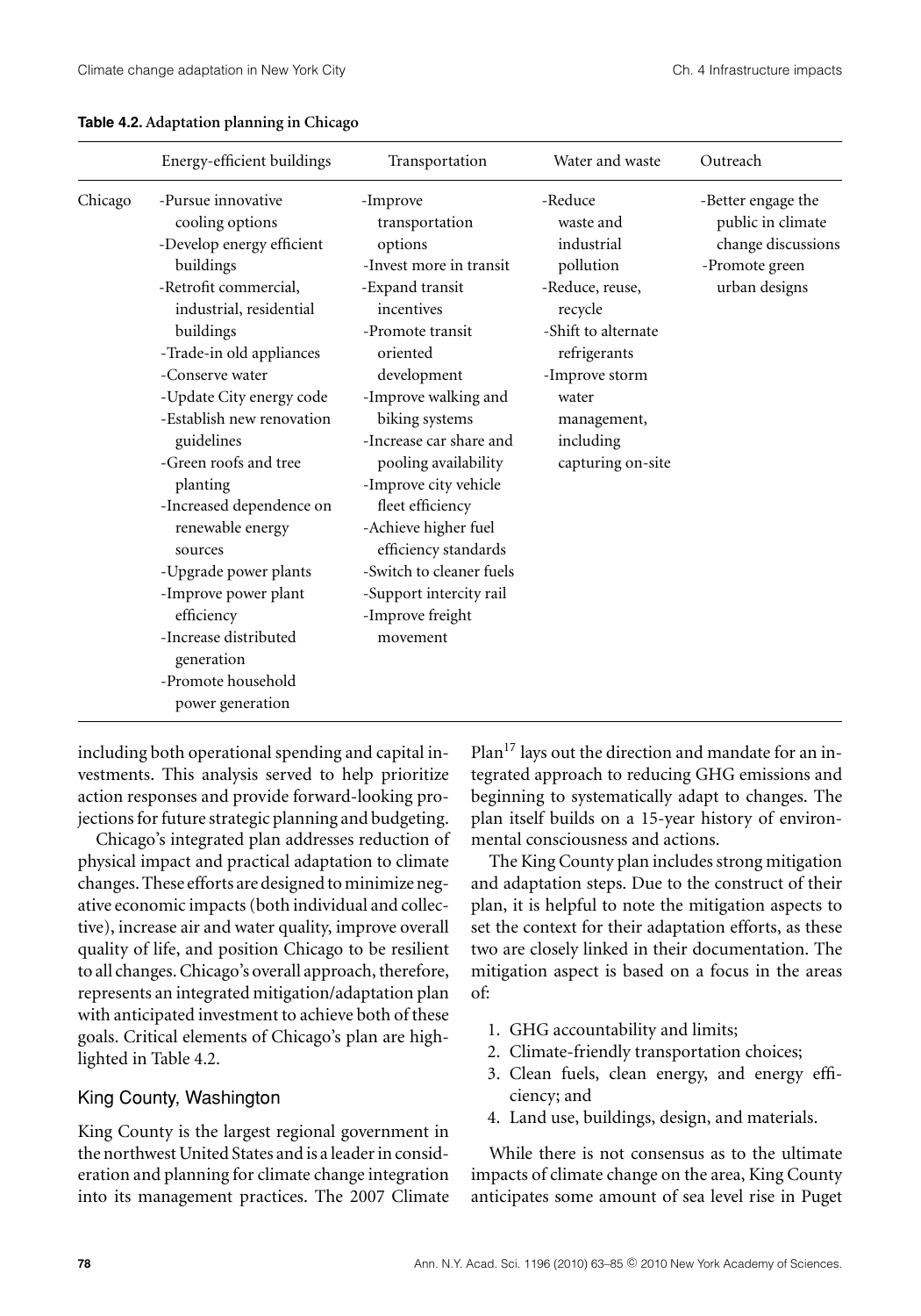**Table 4.2.** Adaptation planning in Chicago

| | Energy-efficient buildings | Transportation | Water and waste | Outreach |
|---|---|---|---|---|
| Chicago | -Pursue innovative cooling options<br>-Develop energy efficient buildings<br>-Retrofit commercial, industrial, residential buildings<br>-Trade-in old appliances<br>-Conserve water<br>-Update City energy code<br>-Establish new renovation guidelines<br>-Green roofs and tree planting<br>-Increased dependence on renewable energy sources<br>-Upgrade power plants<br>-Improve power plant efficiency<br>-Increase distributed generation<br>-Promote household power generation | -Improve transportation options<br>-Invest more in transit<br>-Expand transit incentives<br>-Promote transit oriented development<br>-Improve walking and biking systems<br>-Increase car share and pooling availability<br>-Improve city vehicle fleet efficiency<br>-Achieve higher fuel efficiency standards<br>-Switch to cleaner fuels<br>-Support intercity rail<br>-Improve freight movement | -Reduce waste and industrial pollution<br>-Reduce, reuse, recycle<br>-Shift to alternate refrigerants<br>-Improve storm water management, including capturing on-site | -Better engage the public in climate change discussions<br>-Promote green urban designs |

including both operational spending and capital investments. This analysis served to help prioritize action responses and provide forward-looking projections for future strategic planning and budgeting.

Chicago's integrated plan addresses reduction of physical impact and practical adaptation to climate changes. These efforts are designed to minimize negative economic impacts (both individual and collective), increase air and water quality, improve overall quality of life, and position Chicago to be resilient to all changes. Chicago's overall approach, therefore, represents an integrated mitigation/adaptation plan with anticipated investment to achieve both of these goals. Critical elements of Chicago's plan are highlighted in Table 4.2.

## King County, Washington

King County is the largest regional government in the northwest United States and is a leader in consideration and planning for climate change integration into its management practices. The 2007 Climate Plan[17] lays out the direction and mandate for an integrated approach to reducing GHG emissions and beginning to systematically adapt to changes. The plan itself builds on a 15-year history of environmental consciousness and actions.

The King County plan includes strong mitigation and adaptation steps. Due to the construct of their plan, it is helpful to note the mitigation aspects to set the context for their adaptation efforts, as these two are closely linked in their documentation. The mitigation aspect is based on a focus in the areas of:

1. GHG accountability and limits;
2. Climate-friendly transportation choices;
3. Clean fuels, clean energy, and energy efficiency; and
4. Land use, buildings, design, and materials.

While there is not consensus as to the ultimate impacts of climate change on the area, King County anticipates some amount of sea level rise in Puget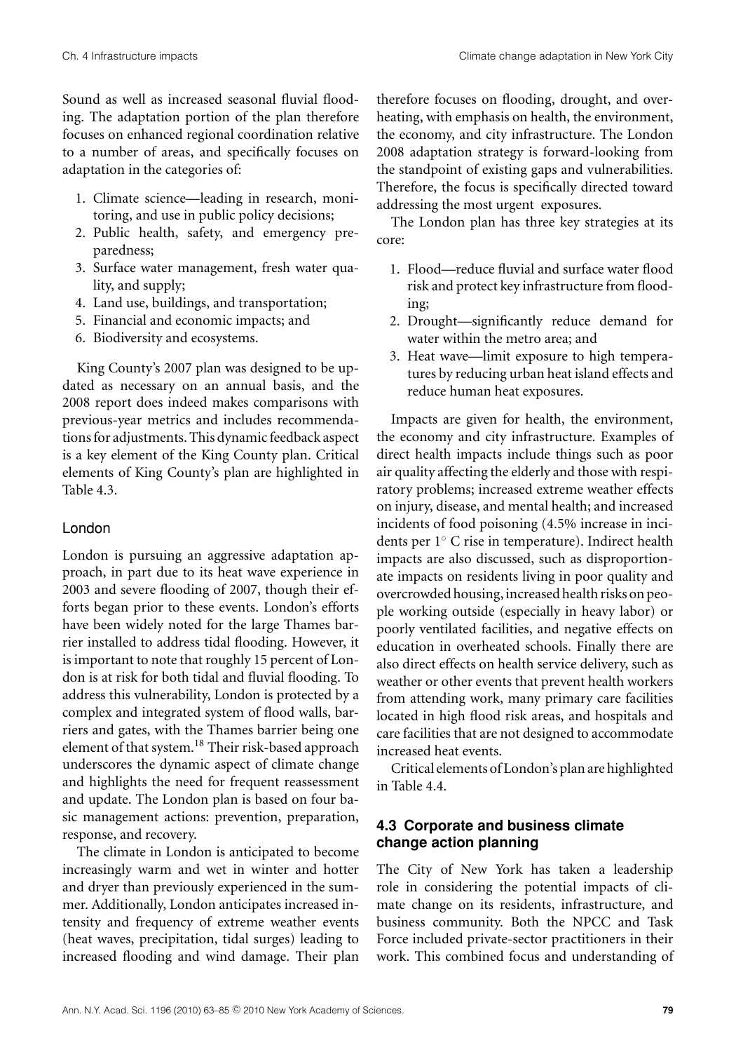Sound as well as increased seasonal fluvial flooding. The adaptation portion of the plan therefore focuses on enhanced regional coordination relative to a number of areas, and specifically focuses on adaptation in the categories of:

1. Climate science—leading in research, monitoring, and use in public policy decisions;
2. Public health, safety, and emergency preparedness;
3. Surface water management, fresh water quality, and supply;
4. Land use, buildings, and transportation;
5. Financial and economic impacts; and
6. Biodiversity and ecosystems.

King County's 2007 plan was designed to be updated as necessary on an annual basis, and the 2008 report does indeed makes comparisons with previous-year metrics and includes recommendations for adjustments. This dynamic feedback aspect is a key element of the King County plan. Critical elements of King County's plan are highlighted in Table 4.3.

### London

London is pursuing an aggressive adaptation approach, in part due to its heat wave experience in 2003 and severe flooding of 2007, though their efforts began prior to these events. London's efforts have been widely noted for the large Thames barrier installed to address tidal flooding. However, it is important to note that roughly 15 percent of London is at risk for both tidal and fluvial flooding. To address this vulnerability, London is protected by a complex and integrated system of flood walls, barriers and gates, with the Thames barrier being one element of that system.[18] Their risk-based approach underscores the dynamic aspect of climate change and highlights the need for frequent reassessment and update. The London plan is based on four basic management actions: prevention, preparation, response, and recovery.

The climate in London is anticipated to become increasingly warm and wet in winter and hotter and dryer than previously experienced in the summer. Additionally, London anticipates increased intensity and frequency of extreme weather events (heat waves, precipitation, tidal surges) leading to increased flooding and wind damage. Their plan therefore focuses on flooding, drought, and overheating, with emphasis on health, the environment, the economy, and city infrastructure. The London 2008 adaptation strategy is forward-looking from the standpoint of existing gaps and vulnerabilities. Therefore, the focus is specifically directed toward addressing the most urgent exposures.

The London plan has three key strategies at its core:

1. Flood—reduce fluvial and surface water flood risk and protect key infrastructure from flooding;
2. Drought—significantly reduce demand for water within the metro area; and
3. Heat wave—limit exposure to high temperatures by reducing urban heat island effects and reduce human heat exposures.

Impacts are given for health, the environment, the economy and city infrastructure. Examples of direct health impacts include things such as poor air quality affecting the elderly and those with respiratory problems; increased extreme weather effects on injury, disease, and mental health; and increased incidents of food poisoning (4.5% increase in incidents per 1° C rise in temperature). Indirect health impacts are also discussed, such as disproportionate impacts on residents living in poor quality and overcrowded housing, increased health risks on people working outside (especially in heavy labor) or poorly ventilated facilities, and negative effects on education in overheated schools. Finally there are also direct effects on health service delivery, such as weather or other events that prevent health workers from attending work, many primary care facilities located in high flood risk areas, and hospitals and care facilities that are not designed to accommodate increased heat events.

Critical elements of London's plan are highlighted in Table 4.4.

## 4.3 Corporate and business climate change action planning

The City of New York has taken a leadership role in considering the potential impacts of climate change on its residents, infrastructure, and business community. Both the NPCC and Task Force included private-sector practitioners in their work. This combined focus and understanding of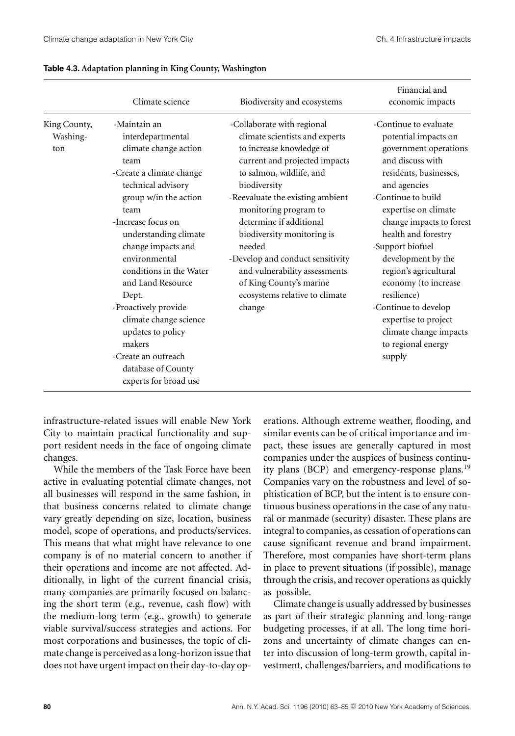**Table 4.3.** Adaptation planning in King County, Washington

| | Climate science | Biodiversity and ecosystems | Financial and economic impacts |
|---|---|---|---|
| King County, Washington | -Maintain an interdepartmental climate change action team<br>-Create a climate change technical advisory group w/in the action team<br>-Increase focus on understanding climate change impacts and environmental conditions in the Water and Land Resource Dept.<br>-Proactively provide climate change science updates to policy makers<br>-Create an outreach database of County experts for broad use | -Collaborate with regional climate scientists and experts to increase knowledge of current and projected impacts to salmon, wildlife, and biodiversity<br>-Reevaluate the existing ambient monitoring program to determine if additional biodiversity monitoring is needed<br>-Develop and conduct sensitivity and vulnerability assessments of King County's marine ecosystems relative to climate change | -Continue to evaluate potential impacts on government operations and discuss with residents, businesses, and agencies<br>-Continue to build expertise on climate change impacts to forest health and forestry<br>-Support biofuel development by the region's agricultural economy (to increase resilience)<br>-Continue to develop expertise to project climate change impacts to regional energy supply |

infrastructure-related issues will enable New York City to maintain practical functionality and support resident needs in the face of ongoing climate changes.

While the members of the Task Force have been active in evaluating potential climate changes, not all businesses will respond in the same fashion, in that business concerns related to climate change vary greatly depending on size, location, business model, scope of operations, and products/services. This means that what might have relevance to one company is of no material concern to another if their operations and income are not affected. Additionally, in light of the current financial crisis, many companies are primarily focused on balancing the short term (e.g., revenue, cash flow) with the medium-long term (e.g., growth) to generate viable survival/success strategies and actions. For most corporations and businesses, the topic of climate change is perceived as a long-horizon issue that does not have urgent impact on their day-to-day operations. Although extreme weather, flooding, and similar events can be of critical importance and impact, these issues are generally captured in most companies under the auspices of business continuity plans (BCP) and emergency-response plans.[19] Companies vary on the robustness and level of sophistication of BCP, but the intent is to ensure continuous business operations in the case of any natural or manmade (security) disaster. These plans are integral to companies, as cessation of operations can cause significant revenue and brand impairment. Therefore, most companies have short-term plans in place to prevent situations (if possible), manage through the crisis, and recover operations as quickly as possible.

Climate change is usually addressed by businesses as part of their strategic planning and long-range budgeting processes, if at all. The long time horizons and uncertainty of climate changes can enter into discussion of long-term growth, capital investment, challenges/barriers, and modifications to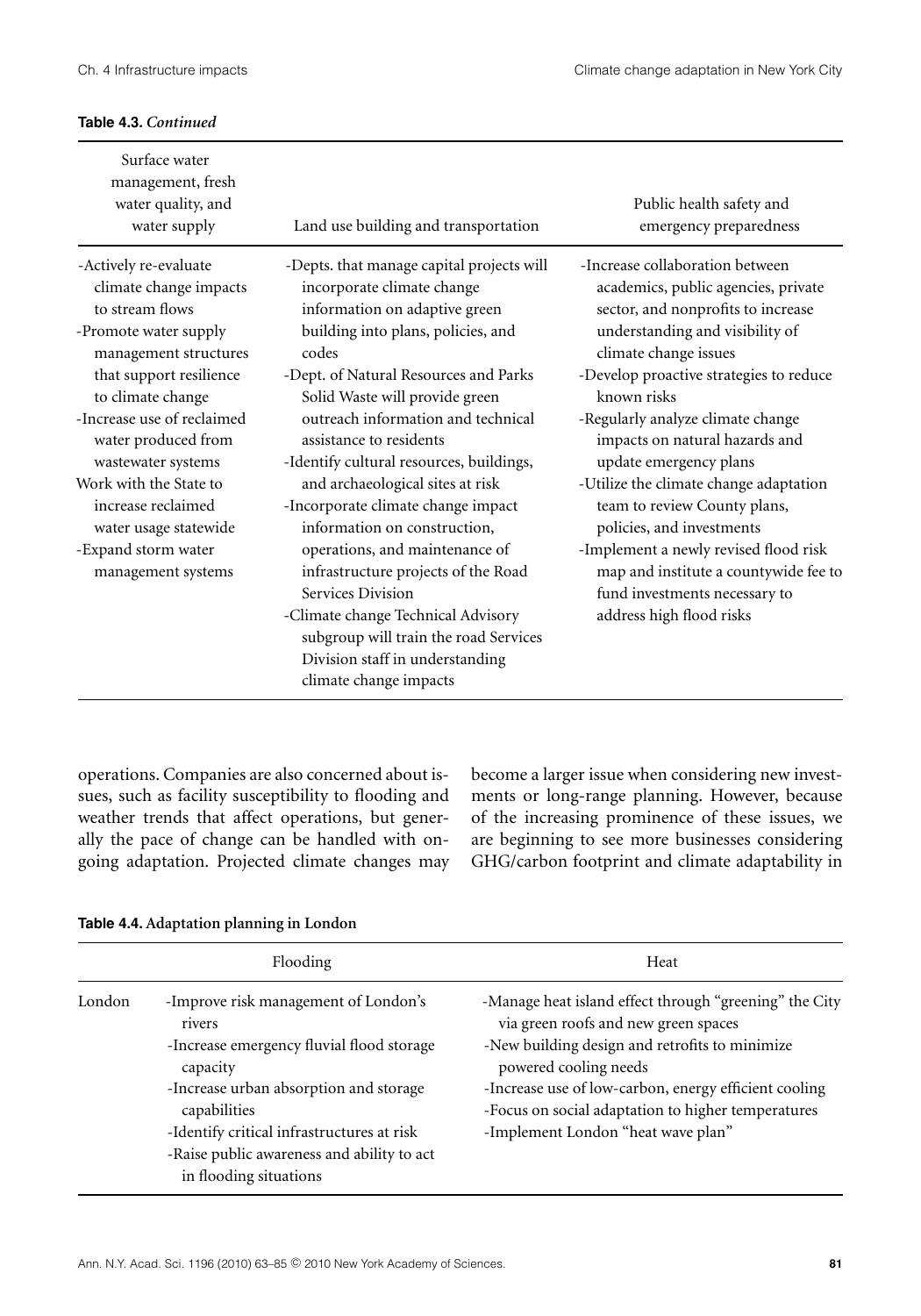**Table 4.3.** *Continued*

| Surface water management, fresh water quality, and water supply | Land use building and transportation | Public health safety and emergency preparedness |
|---|---|---|
| -Actively re-evaluate climate change impacts to stream flows<br>-Promote water supply management structures that support resilience to climate change<br>-Increase use of reclaimed water produced from wastewater systems<br>Work with the State to increase reclaimed water usage statewide<br>-Expand storm water management systems | -Depts. that manage capital projects will incorporate climate change information on adaptive green building into plans, policies, and codes<br>-Dept. of Natural Resources and Parks Solid Waste will provide green outreach information and technical assistance to residents<br>-Identify cultural resources, buildings, and archaeological sites at risk<br>-Incorporate climate change impact information on construction, operations, and maintenance of infrastructure projects of the Road Services Division<br>-Climate change Technical Advisory subgroup will train the road Services Division staff in understanding climate change impacts | -Increase collaboration between academics, public agencies, private sector, and nonprofits to increase understanding and visibility of climate change issues<br>-Develop proactive strategies to reduce known risks<br>-Regularly analyze climate change impacts on natural hazards and update emergency plans<br>-Utilize the climate change adaptation team to review County plans, policies, and investments<br>-Implement a newly revised flood risk map and institute a countywide fee to fund investments necessary to address high flood risks |

operations. Companies are also concerned about issues, such as facility susceptibility to flooding and weather trends that affect operations, but generally the pace of change can be handled with ongoing adaptation. Projected climate changes may become a larger issue when considering new investments or long-range planning. However, because of the increasing prominence of these issues, we are beginning to see more businesses considering GHG/carbon footprint and climate adaptability in

**Table 4.4. Adaptation planning in London**

| | Flooding | Heat |
|---|---|---|
| London | -Improve risk management of London's rivers<br>-Increase emergency fluvial flood storage capacity<br>-Increase urban absorption and storage capabilities<br>-Identify critical infrastructures at risk<br>-Raise public awareness and ability to act in flooding situations | -Manage heat island effect through "greening" the City via green roofs and new green spaces<br>-New building design and retrofits to minimize powered cooling needs<br>-Increase use of low-carbon, energy efficient cooling<br>-Focus on social adaptation to higher temperatures<br>-Implement London "heat wave plan" |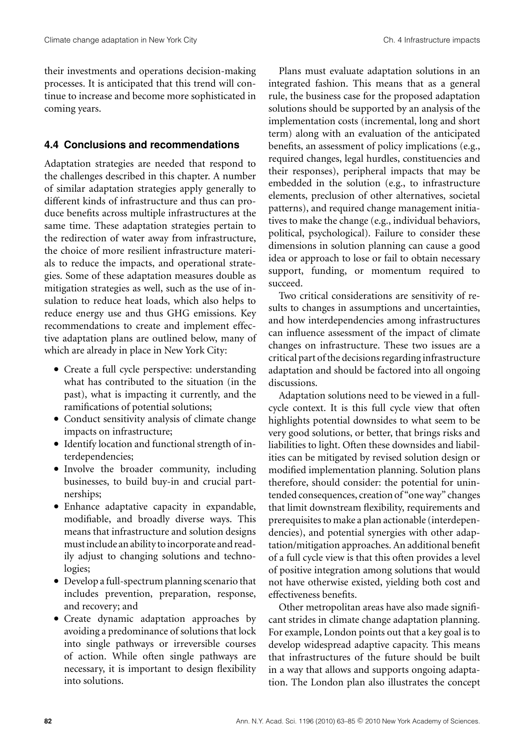their investments and operations decision-making processes. It is anticipated that this trend will continue to increase and become more sophisticated in coming years.

## 4.4 Conclusions and recommendations

Adaptation strategies are needed that respond to the challenges described in this chapter. A number of similar adaptation strategies apply generally to different kinds of infrastructure and thus can produce benefits across multiple infrastructures at the same time. These adaptation strategies pertain to the redirection of water away from infrastructure, the choice of more resilient infrastructure materials to reduce the impacts, and operational strategies. Some of these adaptation measures double as mitigation strategies as well, such as the use of insulation to reduce heat loads, which also helps to reduce energy use and thus GHG emissions. Key recommendations to create and implement effective adaptation plans are outlined below, many of which are already in place in New York City:

- Create a full cycle perspective: understanding what has contributed to the situation (in the past), what is impacting it currently, and the ramifications of potential solutions;
- Conduct sensitivity analysis of climate change impacts on infrastructure;
- Identify location and functional strength of interdependencies;
- Involve the broader community, including businesses, to build buy-in and crucial partnerships;
- Enhance adaptative capacity in expandable, modifiable, and broadly diverse ways. This means that infrastructure and solution designs must include an ability to incorporate and readily adjust to changing solutions and technologies;
- Develop a full-spectrum planning scenario that includes prevention, preparation, response, and recovery; and
- Create dynamic adaptation approaches by avoiding a predominance of solutions that lock into single pathways or irreversible courses of action. While often single pathways are necessary, it is important to design flexibility into solutions.

Plans must evaluate adaptation solutions in an integrated fashion. This means that as a general rule, the business case for the proposed adaptation solutions should be supported by an analysis of the implementation costs (incremental, long and short term) along with an evaluation of the anticipated benefits, an assessment of policy implications (e.g., required changes, legal hurdles, constituencies and their responses), peripheral impacts that may be embedded in the solution (e.g., to infrastructure elements, preclusion of other alternatives, societal patterns), and required change management initiatives to make the change (e.g., individual behaviors, political, psychological). Failure to consider these dimensions in solution planning can cause a good idea or approach to lose or fail to obtain necessary support, funding, or momentum required to succeed.

Two critical considerations are sensitivity of results to changes in assumptions and uncertainties, and how interdependencies among infrastructures can influence assessment of the impact of climate changes on infrastructure. These two issues are a critical part of the decisions regarding infrastructure adaptation and should be factored into all ongoing discussions.

Adaptation solutions need to be viewed in a full-cycle context. It is this full cycle view that often highlights potential downsides to what seem to be very good solutions, or better, that brings risks and liabilities to light. Often these downsides and liabilities can be mitigated by revised solution design or modified implementation planning. Solution plans therefore, should consider: the potential for unintended consequences, creation of "one way" changes that limit downstream flexibility, requirements and prerequisites to make a plan actionable (interdependencies), and potential synergies with other adaptation/mitigation approaches. An additional benefit of a full cycle view is that this often provides a level of positive integration among solutions that would not have otherwise existed, yielding both cost and effectiveness benefits.

Other metropolitan areas have also made significant strides in climate change adaptation planning. For example, London points out that a key goal is to develop widespread adaptive capacity. This means that infrastructures of the future should be built in a way that allows and supports ongoing adaptation. The London plan also illustrates the concept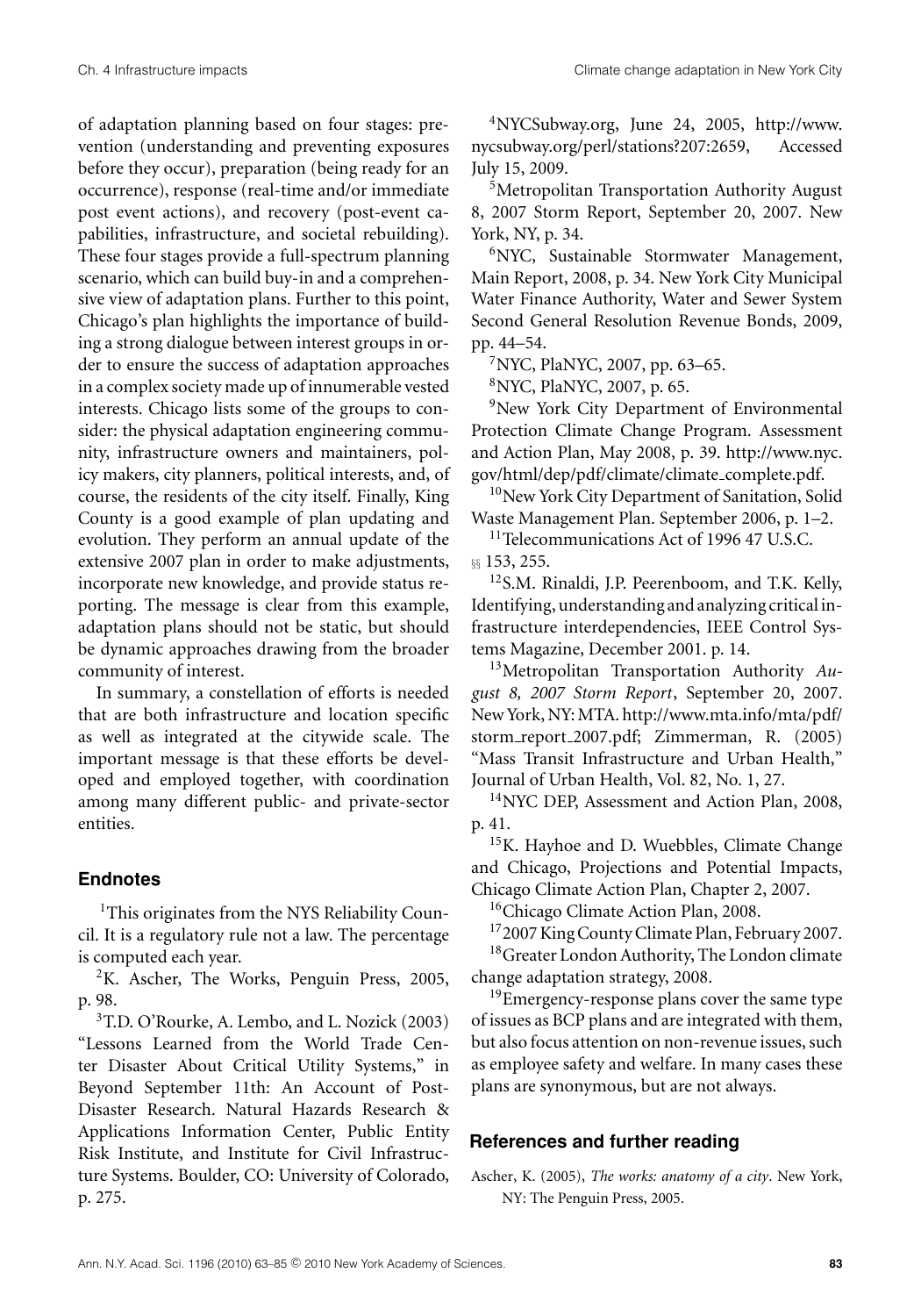of adaptation planning based on four stages: prevention (understanding and preventing exposures before they occur), preparation (being ready for an occurrence), response (real-time and/or immediate post event actions), and recovery (post-event capabilities, infrastructure, and societal rebuilding). These four stages provide a full-spectrum planning scenario, which can build buy-in and a comprehensive view of adaptation plans. Further to this point, Chicago's plan highlights the importance of building a strong dialogue between interest groups in order to ensure the success of adaptation approaches in a complex society made up of innumerable vested interests. Chicago lists some of the groups to consider: the physical adaptation engineering community, infrastructure owners and maintainers, policy makers, city planners, political interests, and, of course, the residents of the city itself. Finally, King County is a good example of plan updating and evolution. They perform an annual update of the extensive 2007 plan in order to make adjustments, incorporate new knowledge, and provide status reporting. The message is clear from this example, adaptation plans should not be static, but should be dynamic approaches drawing from the broader community of interest.

In summary, a constellation of efforts is needed that are both infrastructure and location specific as well as integrated at the citywide scale. The important message is that these efforts be developed and employed together, with coordination among many different public- and private-sector entities.

## Endnotes

[1]This originates from the NYS Reliability Council. It is a regulatory rule not a law. The percentage is computed each year.

[2]K. Ascher, The Works, Penguin Press, 2005, p. 98.

[3]T.D. O'Rourke, A. Lembo, and L. Nozick (2003) "Lessons Learned from the World Trade Center Disaster About Critical Utility Systems," in Beyond September 11th: An Account of Post-Disaster Research. Natural Hazards Research & Applications Information Center, Public Entity Risk Institute, and Institute for Civil Infrastructure Systems. Boulder, CO: University of Colorado, p. 275.

[4]NYCSubway.org, June 24, 2005, http://www.nycsubway.org/perl/stations?207:2659, Accessed July 15, 2009.

[5]Metropolitan Transportation Authority August 8, 2007 Storm Report, September 20, 2007. New York, NY, p. 34.

[6]NYC, Sustainable Stormwater Management, Main Report, 2008, p. 34. New York City Municipal Water Finance Authority, Water and Sewer System Second General Resolution Revenue Bonds, 2009, pp. 44–54.

[7]NYC, PlaNYC, 2007, pp. 63–65.

[8]NYC, PlaNYC, 2007, p. 65.

[9]New York City Department of Environmental Protection Climate Change Program. Assessment and Action Plan, May 2008, p. 39. http://www.nyc.gov/html/dep/pdf/climate/climate_complete.pdf.

[10]New York City Department of Sanitation, Solid Waste Management Plan. September 2006, p. 1–2.

[11]Telecommunications Act of 1996 47 U.S.C. §§ 153, 255.

[12]S.M. Rinaldi, J.P. Peerenboom, and T.K. Kelly, Identifying, understanding and analyzing critical infrastructure interdependencies, IEEE Control Systems Magazine, December 2001. p. 14.

[13]Metropolitan Transportation Authority *August 8, 2007 Storm Report*, September 20, 2007. New York, NY: MTA. http://www.mta.info/mta/pdf/storm_report_2007.pdf; Zimmerman, R. (2005) "Mass Transit Infrastructure and Urban Health," Journal of Urban Health, Vol. 82, No. 1, 27.

[14]NYC DEP, Assessment and Action Plan, 2008, p. 41.

[15]K. Hayhoe and D. Wuebbles, Climate Change and Chicago, Projections and Potential Impacts, Chicago Climate Action Plan, Chapter 2, 2007.

[16]Chicago Climate Action Plan, 2008.

[17]2007 King County Climate Plan, February 2007.

[18]Greater London Authority, The London climate change adaptation strategy, 2008.

[19]Emergency-response plans cover the same type of issues as BCP plans and are integrated with them, but also focus attention on non-revenue issues, such as employee safety and welfare. In many cases these plans are synonymous, but are not always.

## References and further reading

Ascher, K. (2005), *The works: anatomy of a city*. New York, NY: The Penguin Press, 2005.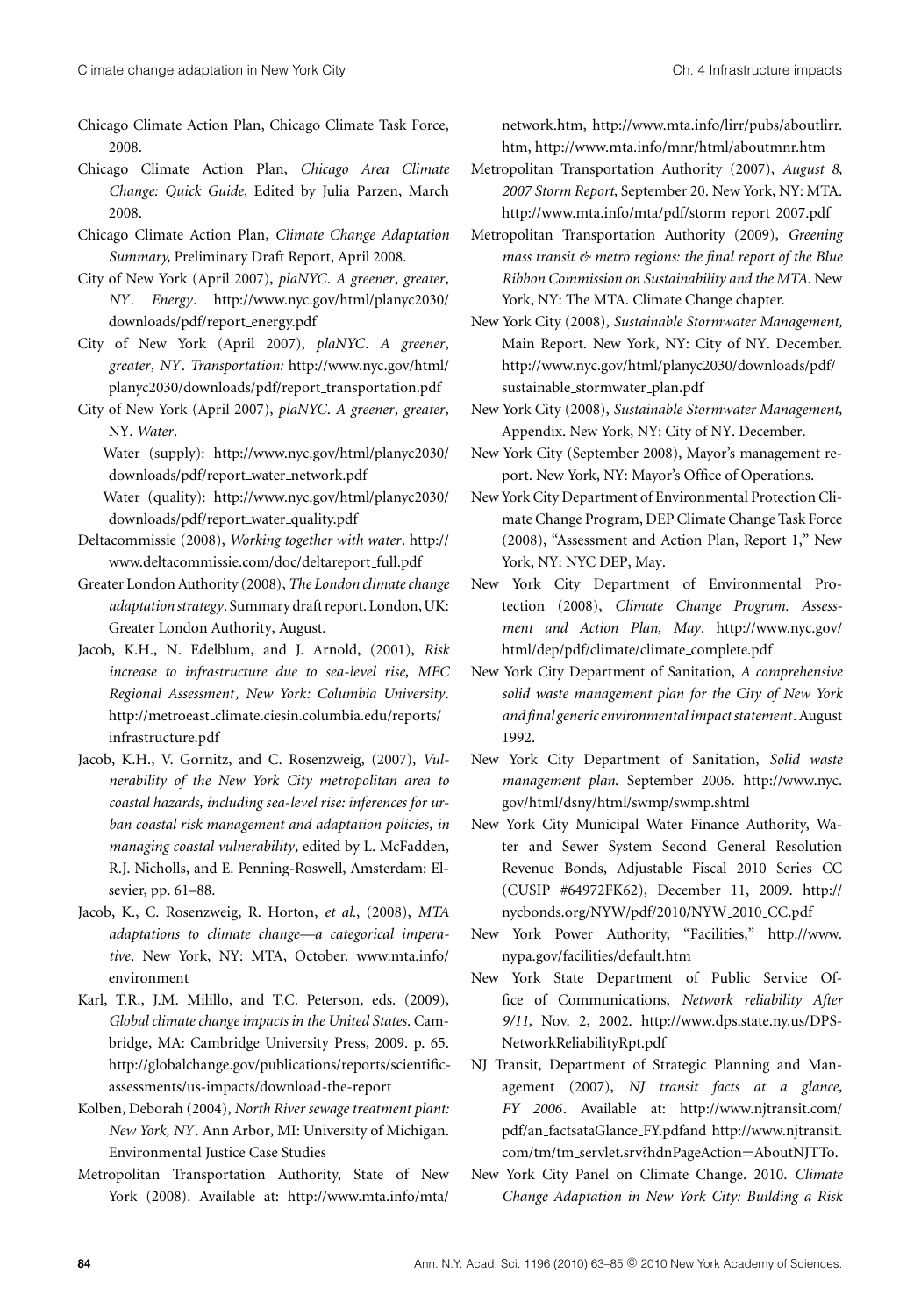Chicago Climate Action Plan, Chicago Climate Task Force, 2008.

Chicago Climate Action Plan, *Chicago Area Climate Change: Quick Guide,* Edited by Julia Parzen, March 2008.

Chicago Climate Action Plan, *Climate Change Adaptation Summary,* Preliminary Draft Report, April 2008.

City of New York (April 2007), *plaNYC. A greener, greater, NY. Energy*. http://www.nyc.gov/html/planyc2030/downloads/pdf/report_energy.pdf

City of New York (April 2007), *plaNYC. A greener, greater, NY. Transportation:* http://www.nyc.gov/html/planyc2030/downloads/pdf/report_transportation.pdf

City of New York (April 2007), *plaNYC. A greener, greater,* NY. *Water*.
Water (supply): http://www.nyc.gov/html/planyc2030/downloads/pdf/report_water_network.pdf
Water (quality): http://www.nyc.gov/html/planyc2030/downloads/pdf/report_water_quality.pdf

Deltacommissie (2008), *Working together with water*. http://www.deltacommissie.com/doc/deltareport_full.pdf

Greater London Authority (2008), *The London climate change adaptation strategy*. Summary draft report. London, UK: Greater London Authority, August.

Jacob, K.H., N. Edelblum, and J. Arnold, (2001), *Risk increase to infrastructure due to sea-level rise, MEC Regional Assessment, New York: Columbia University*. http://metroeast_climate.ciesin.columbia.edu/reports/infrastructure.pdf

Jacob, K.H., V. Gornitz, and C. Rosenzweig, (2007), *Vulnerability of the New York City metropolitan area to coastal hazards, including sea-level rise: inferences for urban coastal risk management and adaptation policies, in managing coastal vulnerability,* edited by L. McFadden, R.J. Nicholls, and E. Penning-Roswell, Amsterdam: Elsevier, pp. 61–88.

Jacob, K., C. Rosenzweig, R. Horton, *et al.*, (2008), *MTA adaptations to climate change—a categorical imperative*. New York, NY: MTA, October. www.mta.info/environment

Karl, T.R., J.M. Milillo, and T.C. Peterson, eds. (2009), *Global climate change impacts in the United States*. Cambridge, MA: Cambridge University Press, 2009. p. 65. http://globalchange.gov/publications/reports/scientific-assessments/us-impacts/download-the-report

Kolben, Deborah (2004), *North River sewage treatment plant: New York, NY*. Ann Arbor, MI: University of Michigan. Environmental Justice Case Studies

Metropolitan Transportation Authority, State of New York (2008). Available at: http://www.mta.info/mta/network.htm, http://www.mta.info/lirr/pubs/aboutlirr.htm, http://www.mta.info/mnr/html/aboutmnr.htm

Metropolitan Transportation Authority (2007), *August 8, 2007 Storm Report,* September 20. New York, NY: MTA. http://www.mta.info/mta/pdf/storm_report_2007.pdf

Metropolitan Transportation Authority (2009), *Greening mass transit & metro regions: the final report of the Blue Ribbon Commission on Sustainability and the MTA*. New York, NY: The MTA. Climate Change chapter.

New York City (2008), *Sustainable Stormwater Management,* Main Report. New York, NY: City of NY. December. http://www.nyc.gov/html/planyc2030/downloads/pdf/sustainable_stormwater_plan.pdf

New York City (2008), *Sustainable Stormwater Management,* Appendix. New York, NY: City of NY. December.

New York City (September 2008), Mayor's management report. New York, NY: Mayor's Office of Operations.

New York City Department of Environmental Protection Climate Change Program, DEP Climate Change Task Force (2008), "Assessment and Action Plan, Report 1," New York, NY: NYC DEP, May.

New York City Department of Environmental Protection (2008), *Climate Change Program. Assessment and Action Plan, May*. http://www.nyc.gov/html/dep/pdf/climate/climate_complete.pdf

New York City Department of Sanitation, *A comprehensive solid waste management plan for the City of New York and final generic environmental impact statement*. August 1992.

New York City Department of Sanitation, *Solid waste management plan.* September 2006. http://www.nyc.gov/html/dsny/html/swmp/swmp.shtml

New York City Municipal Water Finance Authority, Water and Sewer System Second General Resolution Revenue Bonds, Adjustable Fiscal 2010 Series CC (CUSIP #64972FK62), December 11, 2009. http://nycbonds.org/NYW/pdf/2010/NYW_2010_CC.pdf

New York Power Authority, "Facilities," http://www.nypa.gov/facilities/default.htm

New York State Department of Public Service Office of Communications, *Network reliability After 9/11,* Nov. 2, 2002. http://www.dps.state.ny.us/DPS-NetworkReliabilityRpt.pdf

NJ Transit, Department of Strategic Planning and Management (2007), *NJ transit facts at a glance, FY 2006*. Available at: http://www.njtransit.com/pdf/an_factsataGlance_FY.pdfand http://www.njtransit.com/tm/tm_servlet.srv?hdnPageAction=AboutNJTTo.

New York City Panel on Climate Change. 2010. *Climate Change Adaptation in New York City: Building a Risk*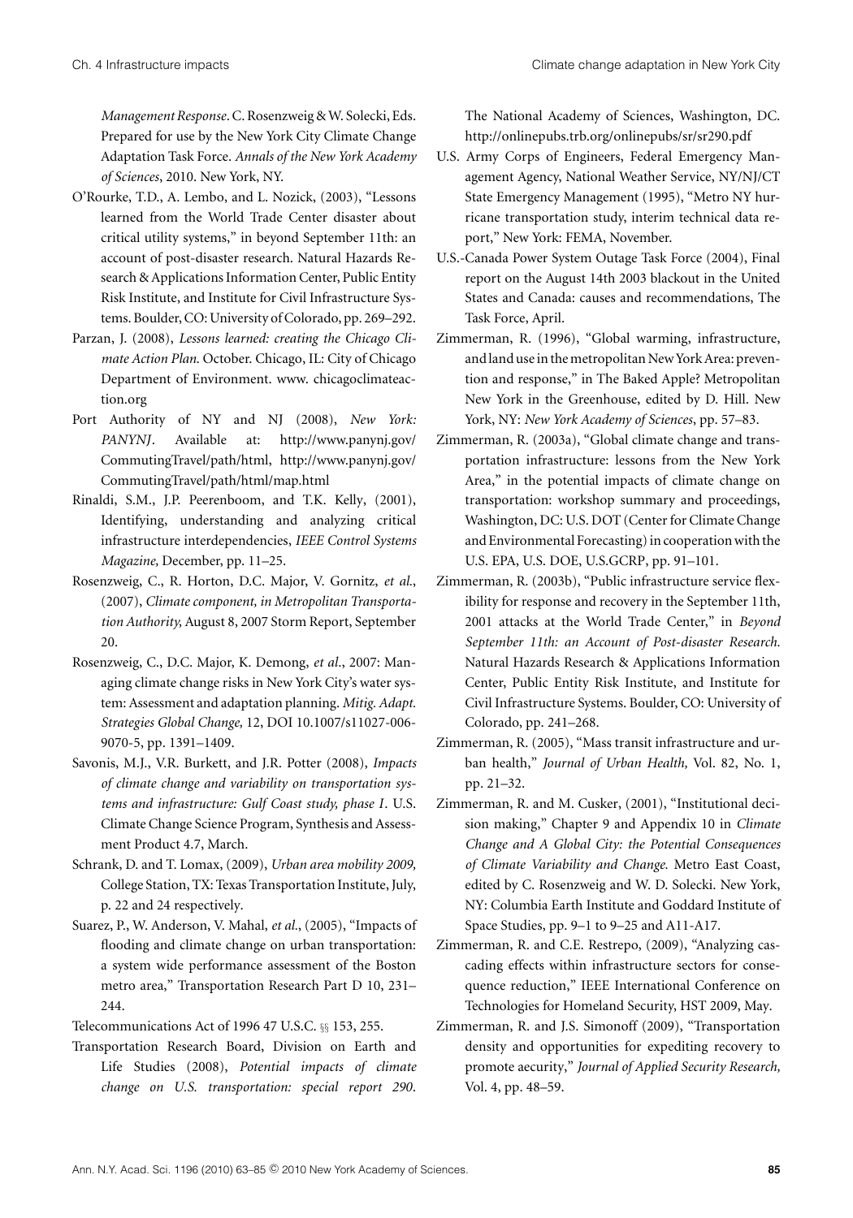*Management Response*. C. Rosenzweig & W. Solecki, Eds. Prepared for use by the New York City Climate Change Adaptation Task Force. *Annals of the New York Academy of Sciences*, 2010. New York, NY.

O'Rourke, T.D., A. Lembo, and L. Nozick, (2003), "Lessons learned from the World Trade Center disaster about critical utility systems," in beyond September 11th: an account of post-disaster research. Natural Hazards Research & Applications Information Center, Public Entity Risk Institute, and Institute for Civil Infrastructure Systems. Boulder, CO: University of Colorado, pp. 269–292.

Parzan, J. (2008), *Lessons learned: creating the Chicago Climate Action Plan.* October. Chicago, IL: City of Chicago Department of Environment. www. chicagoclimateaction.org

Port Authority of NY and NJ (2008), *New York: PANYNJ*. Available at: http://www.panynj.gov/CommutingTravel/path/html, http://www.panynj.gov/CommutingTravel/path/html/map.html

Rinaldi, S.M., J.P. Peerenboom, and T.K. Kelly, (2001), Identifying, understanding and analyzing critical infrastructure interdependencies, *IEEE Control Systems Magazine,* December, pp. 11–25.

Rosenzweig, C., R. Horton, D.C. Major, V. Gornitz, *et al.*, (2007), *Climate component, in Metropolitan Transportation Authority,* August 8, 2007 Storm Report, September 20.

Rosenzweig, C., D.C. Major, K. Demong, *et al*., 2007: Managing climate change risks in New York City's water system: Assessment and adaptation planning. *Mitig. Adapt. Strategies Global Change,* 12, DOI 10.1007/s11027-006-9070-5, pp. 1391–1409.

Savonis, M.J., V.R. Burkett, and J.R. Potter (2008), *Impacts of climate change and variability on transportation systems and infrastructure: Gulf Coast study, phase I*. U.S. Climate Change Science Program, Synthesis and Assessment Product 4.7, March.

Schrank, D. and T. Lomax, (2009), *Urban area mobility 2009,* College Station, TX: Texas Transportation Institute, July, p. 22 and 24 respectively.

Suarez, P., W. Anderson, V. Mahal, *et al*., (2005), "Impacts of flooding and climate change on urban transportation: a system wide performance assessment of the Boston metro area," Transportation Research Part D 10, 231–244.

Telecommunications Act of 1996 47 U.S.C. §§ 153, 255.

Transportation Research Board, Division on Earth and Life Studies (2008), *Potential impacts of climate change on U.S. transportation: special report 290*. The National Academy of Sciences, Washington, DC. http://onlinepubs.trb.org/onlinepubs/sr/sr290.pdf

U.S. Army Corps of Engineers, Federal Emergency Management Agency, National Weather Service, NY/NJ/CT State Emergency Management (1995), "Metro NY hurricane transportation study, interim technical data report," New York: FEMA, November.

U.S.-Canada Power System Outage Task Force (2004), Final report on the August 14th 2003 blackout in the United States and Canada: causes and recommendations, The Task Force, April.

Zimmerman, R. (1996), "Global warming, infrastructure, and land use in the metropolitan New York Area: prevention and response," in The Baked Apple? Metropolitan New York in the Greenhouse, edited by D. Hill. New York, NY: *New York Academy of Sciences*, pp. 57–83.

Zimmerman, R. (2003a), "Global climate change and transportation infrastructure: lessons from the New York Area," in the potential impacts of climate change on transportation: workshop summary and proceedings, Washington, DC: U.S. DOT (Center for Climate Change and Environmental Forecasting) in cooperation with the U.S. EPA, U.S. DOE, U.S.GCRP, pp. 91–101.

Zimmerman, R. (2003b), "Public infrastructure service flexibility for response and recovery in the September 11th, 2001 attacks at the World Trade Center," in *Beyond September 11th: an Account of Post-disaster Research.* Natural Hazards Research & Applications Information Center, Public Entity Risk Institute, and Institute for Civil Infrastructure Systems. Boulder, CO: University of Colorado, pp. 241–268.

Zimmerman, R. (2005), "Mass transit infrastructure and urban health," *Journal of Urban Health,* Vol. 82, No. 1, pp. 21–32.

Zimmerman, R. and M. Cusker, (2001), "Institutional decision making," Chapter 9 and Appendix 10 in *Climate Change and A Global City: the Potential Consequences of Climate Variability and Change.* Metro East Coast, edited by C. Rosenzweig and W. D. Solecki. New York, NY: Columbia Earth Institute and Goddard Institute of Space Studies, pp. 9–1 to 9–25 and A11-A17.

Zimmerman, R. and C.E. Restrepo, (2009), "Analyzing cascading effects within infrastructure sectors for consequence reduction," IEEE International Conference on Technologies for Homeland Security, HST 2009, May.

Zimmerman, R. and J.S. Simonoff (2009), "Transportation density and opportunities for expediting recovery to promote aecurity," *Journal of Applied Security Research,* Vol. 4, pp. 48–59.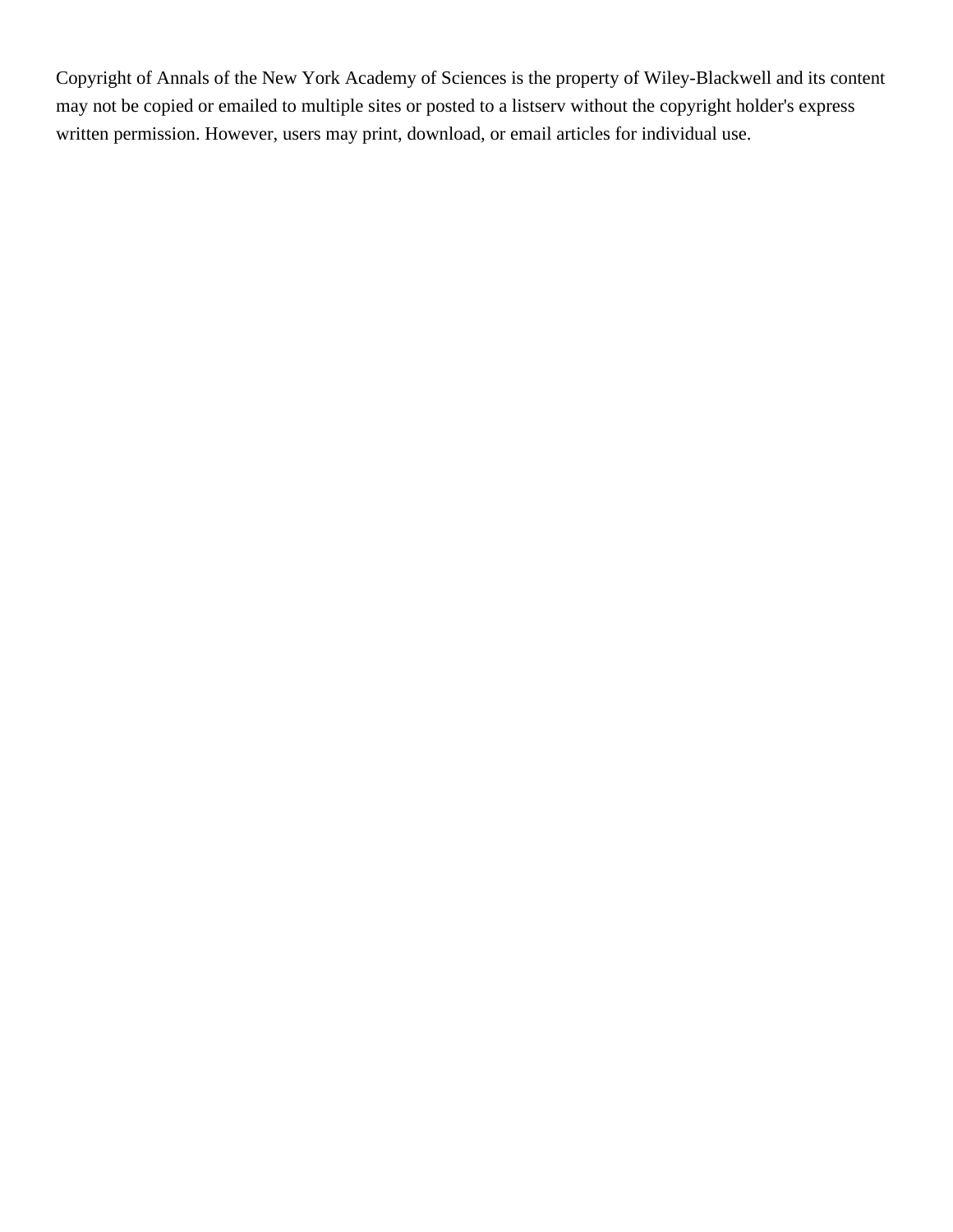Copyright of Annals of the New York Academy of Sciences is the property of Wiley-Blackwell and its content may not be copied or emailed to multiple sites or posted to a listserv without the copyright holder's express written permission. However, users may print, download, or email articles for individual use.